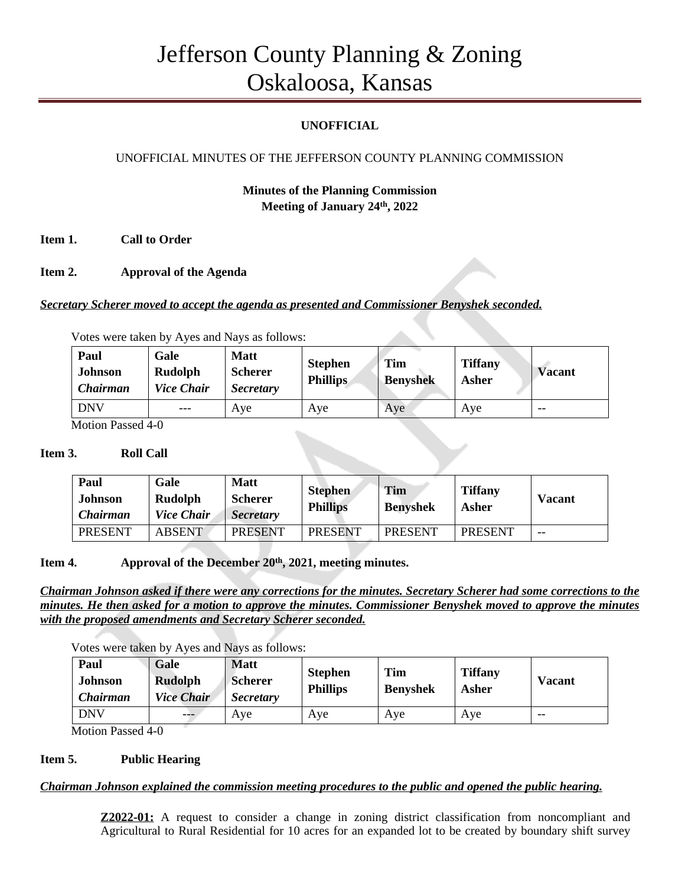# Jefferson County Planning & Zoning
# Oskaloosa, Kansas

**UNOFFICIAL**

UNOFFICIAL MINUTES OF THE JEFFERSON COUNTY PLANNING COMMISSION

**Minutes of the Planning Commission**
**Meeting of January 24th, 2022**

**Item 1. Call to Order**

**Item 2. Approval of the Agenda**

***Secretary Scherer moved to accept the agenda as presented and Commissioner Benyshek seconded.***

Votes were taken by Ayes and Nays as follows:

| **Paul Johnson** ***Chairman*** | **Gale Rudolph** ***Vice Chair*** | **Matt Scherer** ***Secretary*** | **Stephen Phillips** | **Tim Benyshek** | **Tiffany Asher** | **Vacant** |
|---|---|---|---|---|---|---|
| DNV | --- | Aye | Aye | Aye | Aye | -- |

Motion Passed 4-0

**Item 3. Roll Call**

| **Paul Johnson** ***Chairman*** | **Gale Rudolph** ***Vice Chair*** | **Matt Scherer** ***Secretary*** | **Stephen Phillips** | **Tim Benyshek** | **Tiffany Asher** | **Vacant** |
|---|---|---|---|---|---|---|
| PRESENT | ABSENT | PRESENT | PRESENT | PRESENT | PRESENT | -- |

**Item 4. Approval of the December 20th, 2021, meeting minutes.**

***Chairman Johnson asked if there were any corrections for the minutes. Secretary Scherer had some corrections to the minutes. He then asked for a motion to approve the minutes. Commissioner Benyshek moved to approve the minutes with the proposed amendments and Secretary Scherer seconded.***

Votes were taken by Ayes and Nays as follows:

| **Paul Johnson** ***Chairman*** | **Gale Rudolph** ***Vice Chair*** | **Matt Scherer** ***Secretary*** | **Stephen Phillips** | **Tim Benyshek** | **Tiffany Asher** | **Vacant** |
|---|---|---|---|---|---|---|
| DNV | --- | Aye | Aye | Aye | Aye | -- |

Motion Passed 4-0

**Item 5. Public Hearing**

***Chairman Johnson explained the commission meeting procedures to the public and opened the public hearing.***

**Z2022-01:** A request to consider a change in zoning district classification from noncompliant and Agricultural to Rural Residential for 10 acres for an expanded lot to be created by boundary shift survey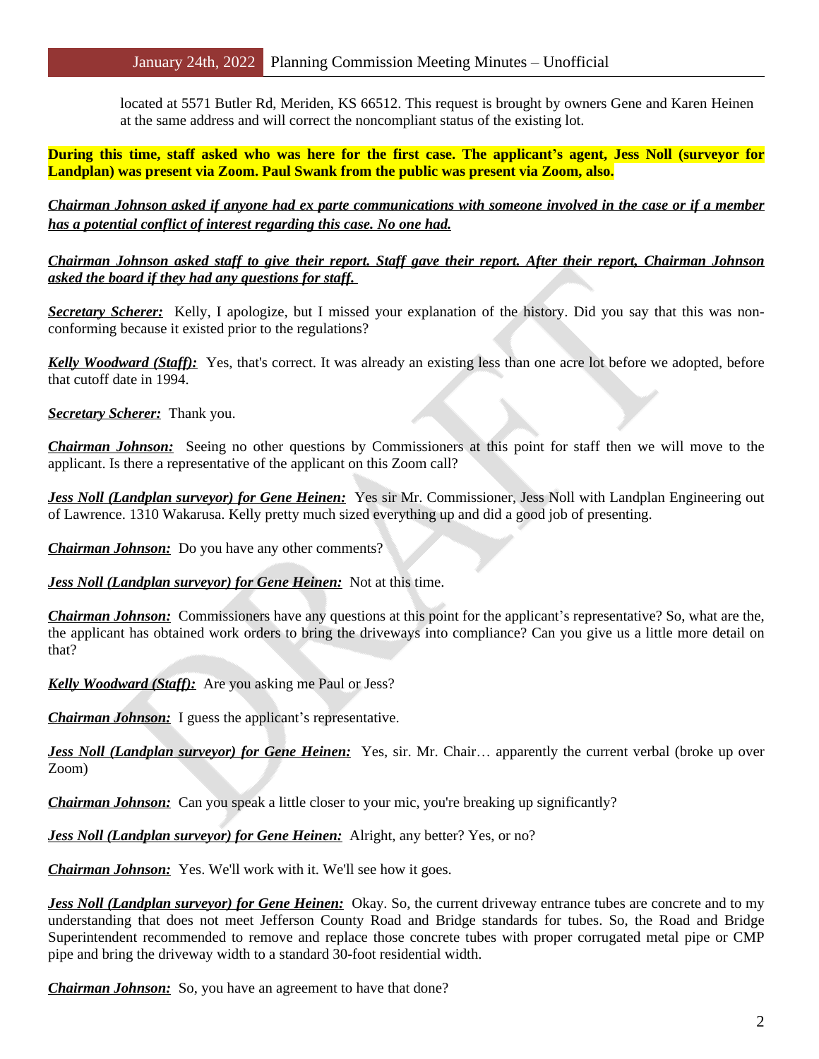located at 5571 Butler Rd, Meriden, KS 66512. This request is brought by owners Gene and Karen Heinen at the same address and will correct the noncompliant status of the existing lot.

**During this time, staff asked who was here for the first case. The applicant's agent, Jess Noll (surveyor for Landplan) was present via Zoom. Paul Swank from the public was present via Zoom, also.**

***Chairman Johnson asked if anyone had ex parte communications with someone involved in the case or if a member has a potential conflict of interest regarding this case. No one had.***

***Chairman Johnson asked staff to give their report. Staff gave their report. After their report, Chairman Johnson asked the board if they had any questions for staff.***

***Secretary Scherer:*** Kelly, I apologize, but I missed your explanation of the history. Did you say that this was non-conforming because it existed prior to the regulations?

***Kelly Woodward (Staff):*** Yes, that's correct. It was already an existing less than one acre lot before we adopted, before that cutoff date in 1994.

***Secretary Scherer:*** Thank you.

***Chairman Johnson:*** Seeing no other questions by Commissioners at this point for staff then we will move to the applicant. Is there a representative of the applicant on this Zoom call?

***Jess Noll (Landplan surveyor) for Gene Heinen:*** Yes sir Mr. Commissioner, Jess Noll with Landplan Engineering out of Lawrence. 1310 Wakarusa. Kelly pretty much sized everything up and did a good job of presenting.

***Chairman Johnson:*** Do you have any other comments?

***Jess Noll (Landplan surveyor) for Gene Heinen:*** Not at this time.

***Chairman Johnson:*** Commissioners have any questions at this point for the applicant's representative? So, what are the, the applicant has obtained work orders to bring the driveways into compliance? Can you give us a little more detail on that?

***Kelly Woodward (Staff):*** Are you asking me Paul or Jess?

***Chairman Johnson:*** I guess the applicant's representative.

***Jess Noll (Landplan surveyor) for Gene Heinen:*** Yes, sir. Mr. Chair… apparently the current verbal (broke up over Zoom)

***Chairman Johnson:*** Can you speak a little closer to your mic, you're breaking up significantly?

***Jess Noll (Landplan surveyor) for Gene Heinen:*** Alright, any better? Yes, or no?

***Chairman Johnson:*** Yes. We'll work with it. We'll see how it goes.

***Jess Noll (Landplan surveyor) for Gene Heinen:*** Okay. So, the current driveway entrance tubes are concrete and to my understanding that does not meet Jefferson County Road and Bridge standards for tubes. So, the Road and Bridge Superintendent recommended to remove and replace those concrete tubes with proper corrugated metal pipe or CMP pipe and bring the driveway width to a standard 30-foot residential width.

***Chairman Johnson:*** So, you have an agreement to have that done?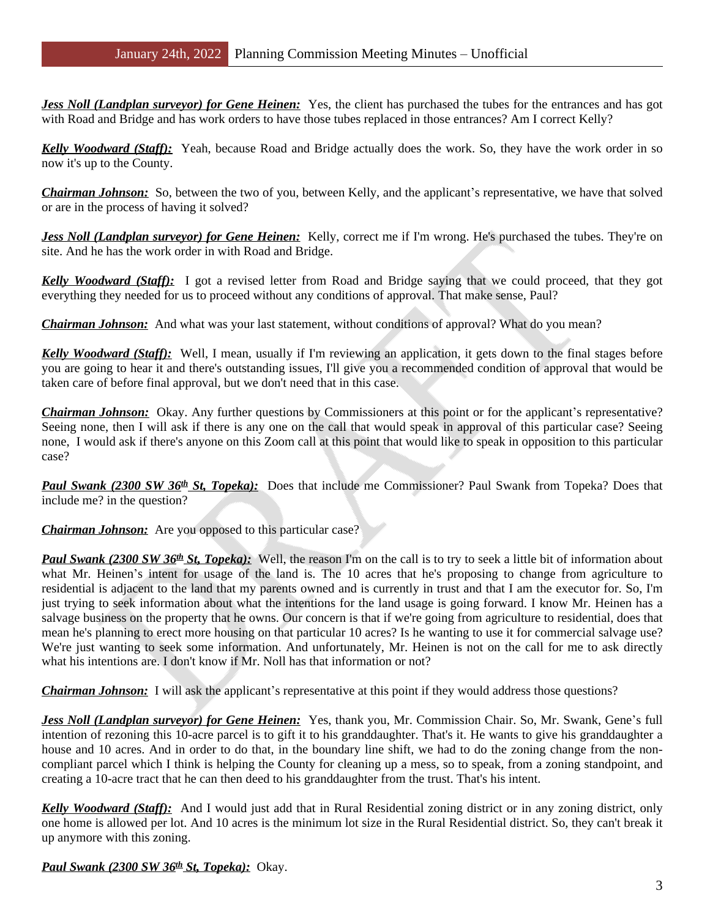***Jess Noll (Landplan surveyor) for Gene Heinen:*** Yes, the client has purchased the tubes for the entrances and has got with Road and Bridge and has work orders to have those tubes replaced in those entrances? Am I correct Kelly?

***Kelly Woodward (Staff):*** Yeah, because Road and Bridge actually does the work. So, they have the work order in so now it's up to the County.

***Chairman Johnson:*** So, between the two of you, between Kelly, and the applicant's representative, we have that solved or are in the process of having it solved?

***Jess Noll (Landplan surveyor) for Gene Heinen:*** Kelly, correct me if I'm wrong. He's purchased the tubes. They're on site. And he has the work order in with Road and Bridge.

***Kelly Woodward (Staff):*** I got a revised letter from Road and Bridge saying that we could proceed, that they got everything they needed for us to proceed without any conditions of approval. That make sense, Paul?

***Chairman Johnson:*** And what was your last statement, without conditions of approval? What do you mean?

***Kelly Woodward (Staff):*** Well, I mean, usually if I'm reviewing an application, it gets down to the final stages before you are going to hear it and there's outstanding issues, I'll give you a recommended condition of approval that would be taken care of before final approval, but we don't need that in this case.

***Chairman Johnson:*** Okay. Any further questions by Commissioners at this point or for the applicant's representative? Seeing none, then I will ask if there is any one on the call that would speak in approval of this particular case? Seeing none, I would ask if there's anyone on this Zoom call at this point that would like to speak in opposition to this particular case?

***Paul Swank (2300 SW 36th St, Topeka):*** Does that include me Commissioner? Paul Swank from Topeka? Does that include me? in the question?

***Chairman Johnson:*** Are you opposed to this particular case?

***Paul Swank (2300 SW 36th St, Topeka):*** Well, the reason I'm on the call is to try to seek a little bit of information about what Mr. Heinen's intent for usage of the land is. The 10 acres that he's proposing to change from agriculture to residential is adjacent to the land that my parents owned and is currently in trust and that I am the executor for. So, I'm just trying to seek information about what the intentions for the land usage is going forward. I know Mr. Heinen has a salvage business on the property that he owns. Our concern is that if we're going from agriculture to residential, does that mean he's planning to erect more housing on that particular 10 acres? Is he wanting to use it for commercial salvage use? We're just wanting to seek some information. And unfortunately, Mr. Heinen is not on the call for me to ask directly what his intentions are. I don't know if Mr. Noll has that information or not?

***Chairman Johnson:*** I will ask the applicant's representative at this point if they would address those questions?

***Jess Noll (Landplan surveyor) for Gene Heinen:*** Yes, thank you, Mr. Commission Chair. So, Mr. Swank, Gene's full intention of rezoning this 10-acre parcel is to gift it to his granddaughter. That's it. He wants to give his granddaughter a house and 10 acres. And in order to do that, in the boundary line shift, we had to do the zoning change from the non-compliant parcel which I think is helping the County for cleaning up a mess, so to speak, from a zoning standpoint, and creating a 10-acre tract that he can then deed to his granddaughter from the trust. That's his intent.

***Kelly Woodward (Staff):*** And I would just add that in Rural Residential zoning district or in any zoning district, only one home is allowed per lot. And 10 acres is the minimum lot size in the Rural Residential district. So, they can't break it up anymore with this zoning.

***Paul Swank (2300 SW 36th St, Topeka):*** Okay.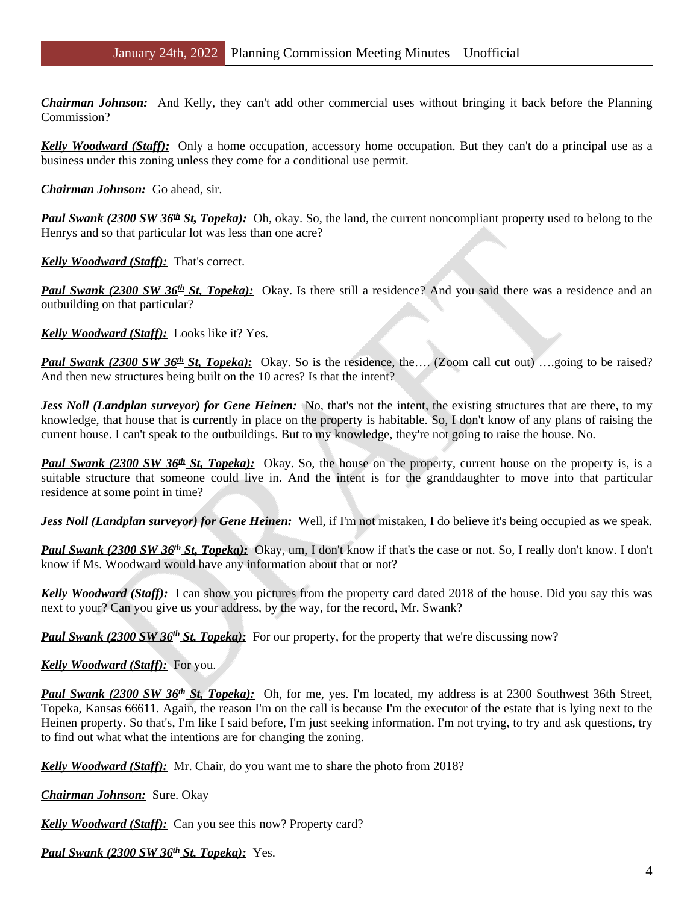***Chairman Johnson:*** And Kelly, they can't add other commercial uses without bringing it back before the Planning Commission?

***Kelly Woodward (Staff):*** Only a home occupation, accessory home occupation. But they can't do a principal use as a business under this zoning unless they come for a conditional use permit.

***Chairman Johnson:*** Go ahead, sir.

***Paul Swank (2300 SW 36th St, Topeka):*** Oh, okay. So, the land, the current noncompliant property used to belong to the Henrys and so that particular lot was less than one acre?

***Kelly Woodward (Staff):*** That's correct.

***Paul Swank (2300 SW 36th St, Topeka):*** Okay. Is there still a residence? And you said there was a residence and an outbuilding on that particular?

***Kelly Woodward (Staff):*** Looks like it? Yes.

***Paul Swank (2300 SW 36th St, Topeka):*** Okay. So is the residence, the…. (Zoom call cut out) ….going to be raised? And then new structures being built on the 10 acres? Is that the intent?

***Jess Noll (Landplan surveyor) for Gene Heinen:*** No, that's not the intent, the existing structures that are there, to my knowledge, that house that is currently in place on the property is habitable. So, I don't know of any plans of raising the current house. I can't speak to the outbuildings. But to my knowledge, they're not going to raise the house. No.

***Paul Swank (2300 SW 36th St, Topeka):*** Okay. So, the house on the property, current house on the property is, is a suitable structure that someone could live in. And the intent is for the granddaughter to move into that particular residence at some point in time?

***Jess Noll (Landplan surveyor) for Gene Heinen:*** Well, if I'm not mistaken, I do believe it's being occupied as we speak.

***Paul Swank (2300 SW 36th St, Topeka):*** Okay, um, I don't know if that's the case or not. So, I really don't know. I don't know if Ms. Woodward would have any information about that or not?

***Kelly Woodward (Staff):*** I can show you pictures from the property card dated 2018 of the house. Did you say this was next to your? Can you give us your address, by the way, for the record, Mr. Swank?

***Paul Swank (2300 SW 36th St, Topeka):*** For our property, for the property that we're discussing now?

***Kelly Woodward (Staff):*** For you.

***Paul Swank (2300 SW 36th St, Topeka):*** Oh, for me, yes. I'm located, my address is at 2300 Southwest 36th Street, Topeka, Kansas 66611. Again, the reason I'm on the call is because I'm the executor of the estate that is lying next to the Heinen property. So that's, I'm like I said before, I'm just seeking information. I'm not trying, to try and ask questions, try to find out what what the intentions are for changing the zoning.

***Kelly Woodward (Staff):*** Mr. Chair, do you want me to share the photo from 2018?

***Chairman Johnson:*** Sure. Okay

***Kelly Woodward (Staff):*** Can you see this now? Property card?

***Paul Swank (2300 SW 36th St, Topeka):*** Yes.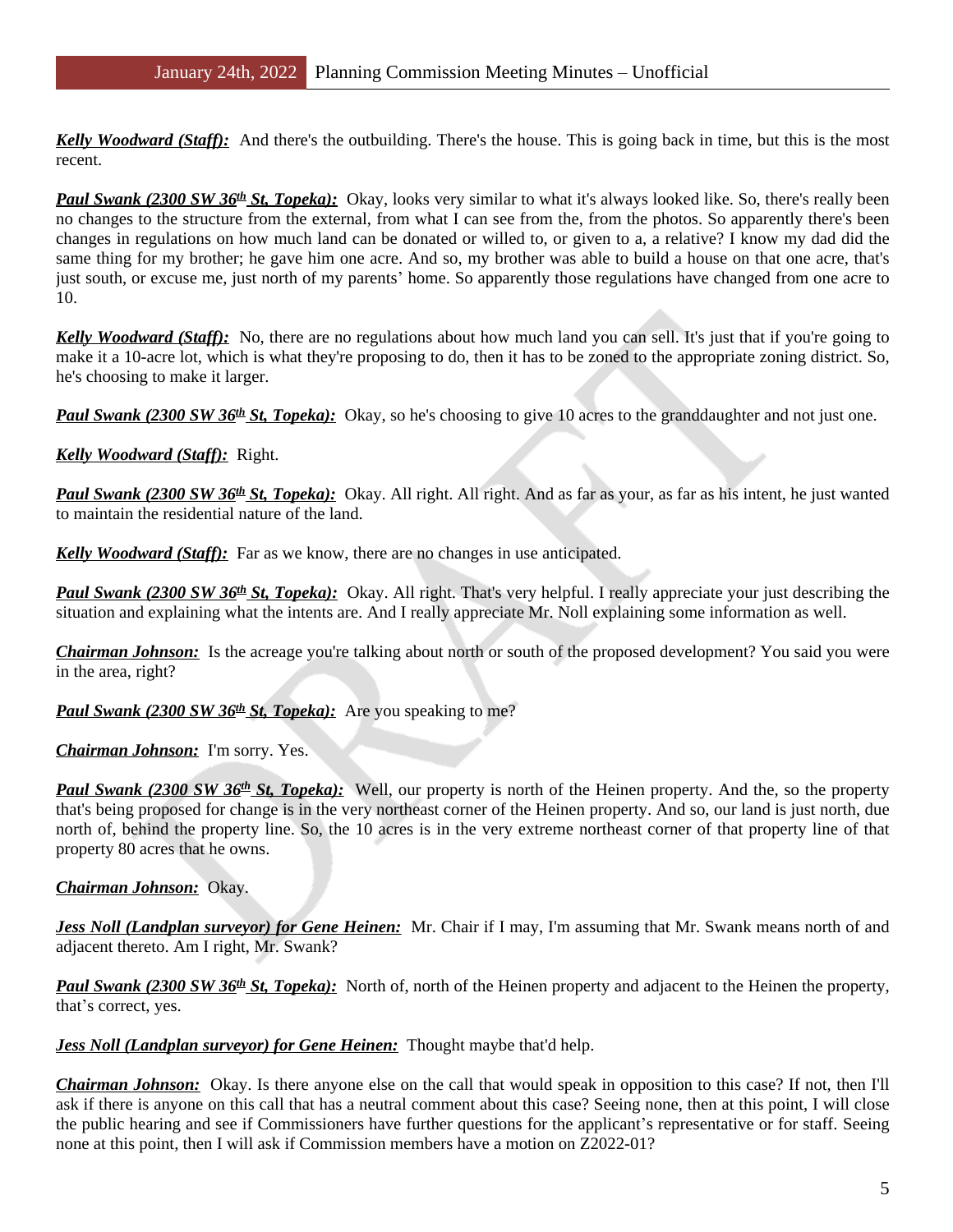***Kelly Woodward (Staff):*** And there's the outbuilding. There's the house. This is going back in time, but this is the most recent.

***Paul Swank (2300 SW 36th St, Topeka):*** Okay, looks very similar to what it's always looked like. So, there's really been no changes to the structure from the external, from what I can see from the, from the photos. So apparently there's been changes in regulations on how much land can be donated or willed to, or given to a, a relative? I know my dad did the same thing for my brother; he gave him one acre. And so, my brother was able to build a house on that one acre, that's just south, or excuse me, just north of my parents' home. So apparently those regulations have changed from one acre to 10.

***Kelly Woodward (Staff):*** No, there are no regulations about how much land you can sell. It's just that if you're going to make it a 10-acre lot, which is what they're proposing to do, then it has to be zoned to the appropriate zoning district. So, he's choosing to make it larger.

***Paul Swank (2300 SW 36th St, Topeka):*** Okay, so he's choosing to give 10 acres to the granddaughter and not just one.

***Kelly Woodward (Staff):*** Right.

***Paul Swank (2300 SW 36th St, Topeka):*** Okay. All right. All right. And as far as your, as far as his intent, he just wanted to maintain the residential nature of the land.

***Kelly Woodward (Staff):*** Far as we know, there are no changes in use anticipated.

***Paul Swank (2300 SW 36th St, Topeka):*** Okay. All right. That's very helpful. I really appreciate your just describing the situation and explaining what the intents are. And I really appreciate Mr. Noll explaining some information as well.

***Chairman Johnson:*** Is the acreage you're talking about north or south of the proposed development? You said you were in the area, right?

***Paul Swank (2300 SW 36th St, Topeka):*** Are you speaking to me?

***Chairman Johnson:*** I'm sorry. Yes.

***Paul Swank (2300 SW 36th St, Topeka):*** Well, our property is north of the Heinen property. And the, so the property that's being proposed for change is in the very northeast corner of the Heinen property. And so, our land is just north, due north of, behind the property line. So, the 10 acres is in the very extreme northeast corner of that property line of that property 80 acres that he owns.

***Chairman Johnson:*** Okay.

***Jess Noll (Landplan surveyor) for Gene Heinen:*** Mr. Chair if I may, I'm assuming that Mr. Swank means north of and adjacent thereto. Am I right, Mr. Swank?

***Paul Swank (2300 SW 36th St, Topeka):*** North of, north of the Heinen property and adjacent to the Heinen the property, that's correct, yes.

***Jess Noll (Landplan surveyor) for Gene Heinen:*** Thought maybe that'd help.

***Chairman Johnson:*** Okay. Is there anyone else on the call that would speak in opposition to this case? If not, then I'll ask if there is anyone on this call that has a neutral comment about this case? Seeing none, then at this point, I will close the public hearing and see if Commissioners have further questions for the applicant's representative or for staff. Seeing none at this point, then I will ask if Commission members have a motion on Z2022-01?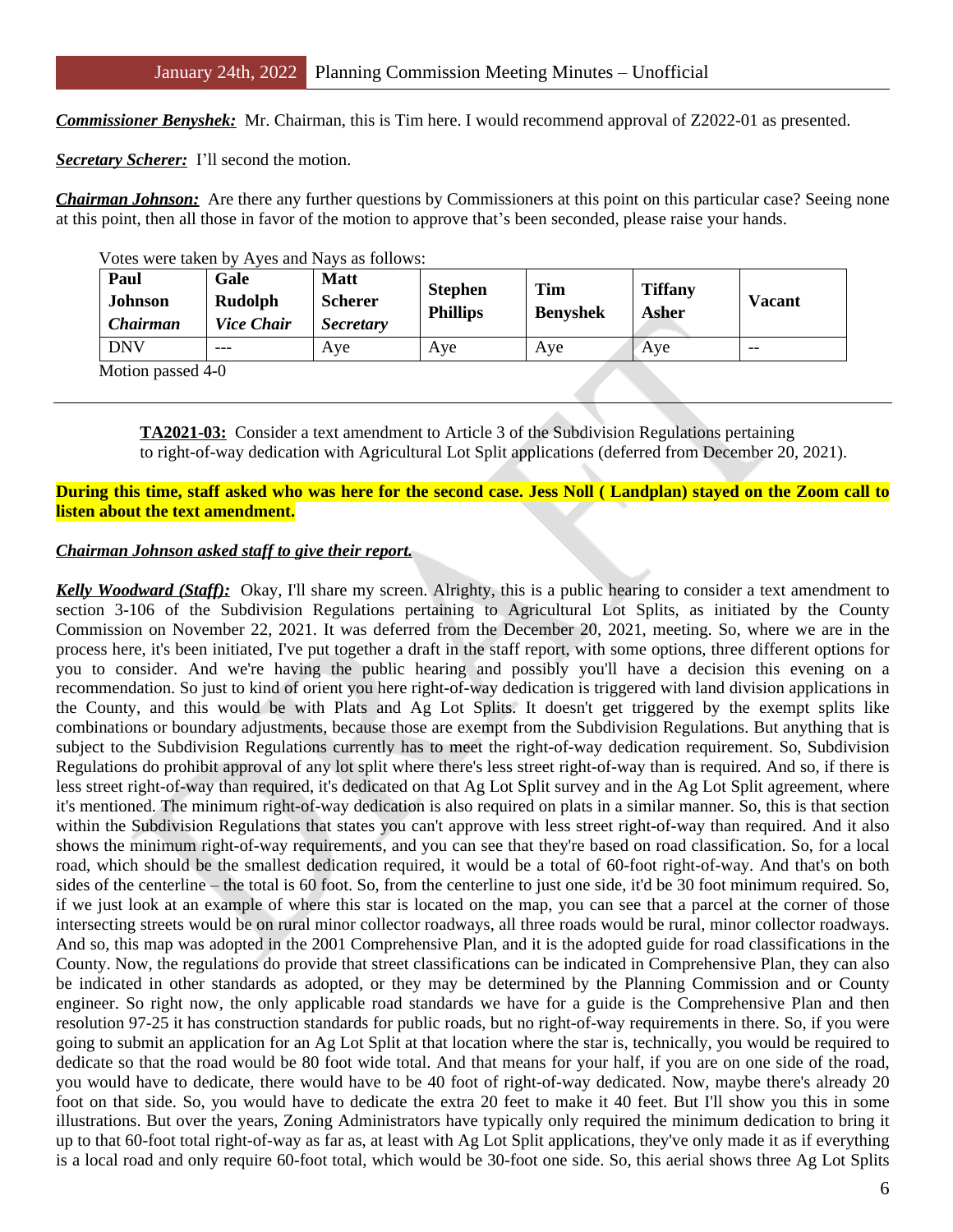***Commissioner Benyshek:*** Mr. Chairman, this is Tim here. I would recommend approval of Z2022-01 as presented.

***Secretary Scherer:*** I'll second the motion.

***Chairman Johnson:*** Are there any further questions by Commissioners at this point on this particular case? Seeing none at this point, then all those in favor of the motion to approve that's been seconded, please raise your hands.

Votes were taken by Ayes and Nays as follows:

| **Paul Johnson** *Chairman* | **Gale Rudolph** *Vice Chair* | **Matt Scherer** *Secretary* | **Stephen Phillips** | **Tim Benyshek** | **Tiffany Asher** | **Vacant** |
|---|---|---|---|---|---|---|
| DNV | --- | Aye | Aye | Aye | Aye | -- |

Motion passed 4-0

---

**TA2021-03:** Consider a text amendment to Article 3 of the Subdivision Regulations pertaining to right-of-way dedication with Agricultural Lot Split applications (deferred from December 20, 2021).

**During this time, staff asked who was here for the second case. Jess Noll ( Landplan) stayed on the Zoom call to listen about the text amendment.**

***Chairman Johnson asked staff to give their report.***

***Kelly Woodward (Staff):*** Okay, I'll share my screen. Alrighty, this is a public hearing to consider a text amendment to section 3-106 of the Subdivision Regulations pertaining to Agricultural Lot Splits, as initiated by the County Commission on November 22, 2021. It was deferred from the December 20, 2021, meeting. So, where we are in the process here, it's been initiated, I've put together a draft in the staff report, with some options, three different options for you to consider. And we're having the public hearing and possibly you'll have a decision this evening on a recommendation. So just to kind of orient you here right-of-way dedication is triggered with land division applications in the County, and this would be with Plats and Ag Lot Splits. It doesn't get triggered by the exempt splits like combinations or boundary adjustments, because those are exempt from the Subdivision Regulations. But anything that is subject to the Subdivision Regulations currently has to meet the right-of-way dedication requirement. So, Subdivision Regulations do prohibit approval of any lot split where there's less street right-of-way than is required. And so, if there is less street right-of-way than required, it's dedicated on that Ag Lot Split survey and in the Ag Lot Split agreement, where it's mentioned. The minimum right-of-way dedication is also required on plats in a similar manner. So, this is that section within the Subdivision Regulations that states you can't approve with less street right-of-way than required. And it also shows the minimum right-of-way requirements, and you can see that they're based on road classification. So, for a local road, which should be the smallest dedication required, it would be a total of 60-foot right-of-way. And that's on both sides of the centerline – the total is 60 foot. So, from the centerline to just one side, it'd be 30 foot minimum required. So, if we just look at an example of where this star is located on the map, you can see that a parcel at the corner of those intersecting streets would be on rural minor collector roadways, all three roads would be rural, minor collector roadways. And so, this map was adopted in the 2001 Comprehensive Plan, and it is the adopted guide for road classifications in the County. Now, the regulations do provide that street classifications can be indicated in Comprehensive Plan, they can also be indicated in other standards as adopted, or they may be determined by the Planning Commission and or County engineer. So right now, the only applicable road standards we have for a guide is the Comprehensive Plan and then resolution 97-25 it has construction standards for public roads, but no right-of-way requirements in there. So, if you were going to submit an application for an Ag Lot Split at that location where the star is, technically, you would be required to dedicate so that the road would be 80 foot wide total. And that means for your half, if you are on one side of the road, you would have to dedicate, there would have to be 40 foot of right-of-way dedicated. Now, maybe there's already 20 foot on that side. So, you would have to dedicate the extra 20 feet to make it 40 feet. But I'll show you this in some illustrations. But over the years, Zoning Administrators have typically only required the minimum dedication to bring it up to that 60-foot total right-of-way as far as, at least with Ag Lot Split applications, they've only made it as if everything is a local road and only require 60-foot total, which would be 30-foot one side. So, this aerial shows three Ag Lot Splits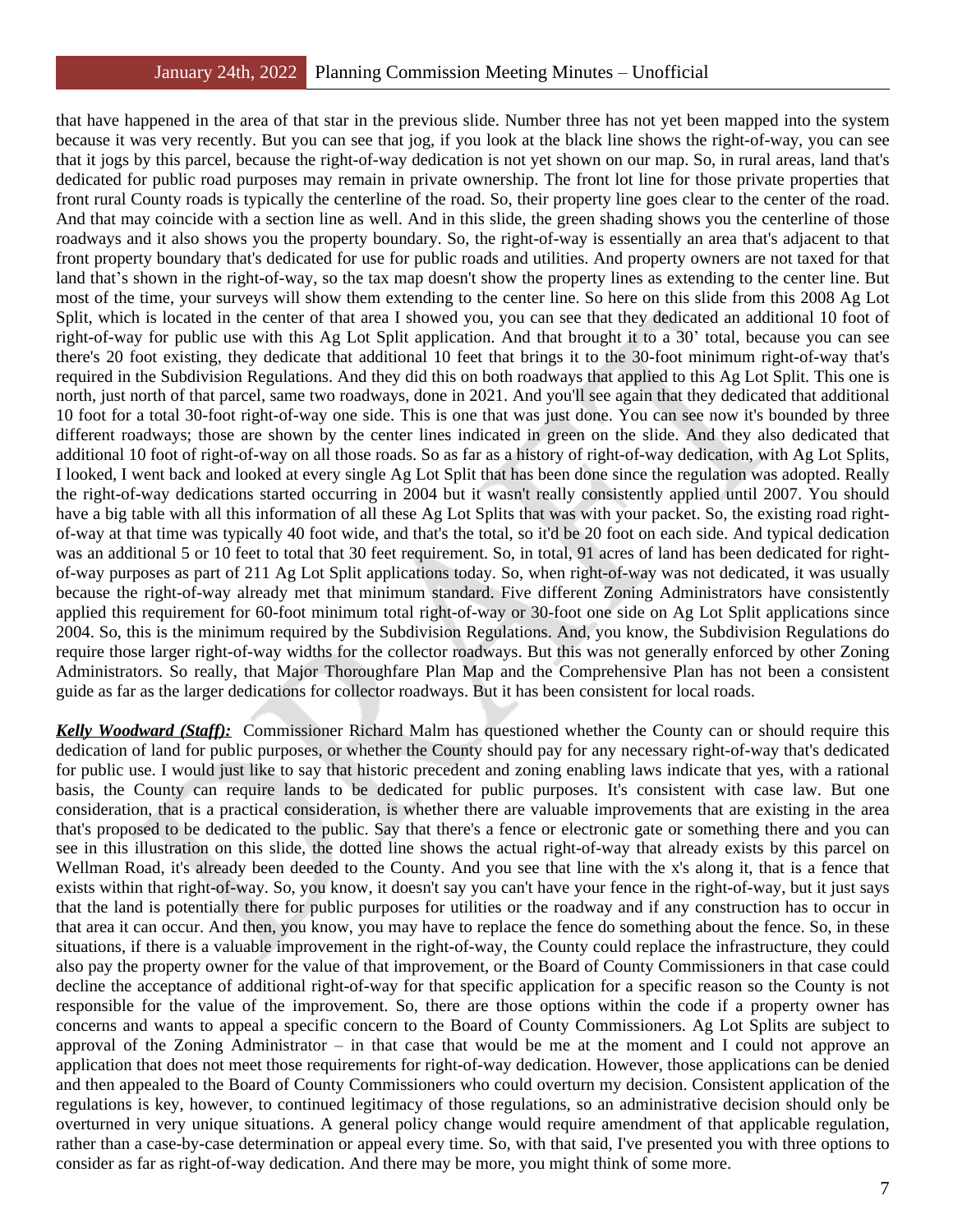that have happened in the area of that star in the previous slide. Number three has not yet been mapped into the system because it was very recently. But you can see that jog, if you look at the black line shows the right-of-way, you can see that it jogs by this parcel, because the right-of-way dedication is not yet shown on our map. So, in rural areas, land that's dedicated for public road purposes may remain in private ownership. The front lot line for those private properties that front rural County roads is typically the centerline of the road. So, their property line goes clear to the center of the road. And that may coincide with a section line as well. And in this slide, the green shading shows you the centerline of those roadways and it also shows you the property boundary. So, the right-of-way is essentially an area that's adjacent to that front property boundary that's dedicated for use for public roads and utilities. And property owners are not taxed for that land that's shown in the right-of-way, so the tax map doesn't show the property lines as extending to the center line. But most of the time, your surveys will show them extending to the center line. So here on this slide from this 2008 Ag Lot Split, which is located in the center of that area I showed you, you can see that they dedicated an additional 10 foot of right-of-way for public use with this Ag Lot Split application. And that brought it to a 30' total, because you can see there's 20 foot existing, they dedicate that additional 10 feet that brings it to the 30-foot minimum right-of-way that's required in the Subdivision Regulations. And they did this on both roadways that applied to this Ag Lot Split. This one is north, just north of that parcel, same two roadways, done in 2021. And you'll see again that they dedicated that additional 10 foot for a total 30-foot right-of-way one side. This is one that was just done. You can see now it's bounded by three different roadways; those are shown by the center lines indicated in green on the slide. And they also dedicated that additional 10 foot of right-of-way on all those roads. So as far as a history of right-of-way dedication, with Ag Lot Splits, I looked, I went back and looked at every single Ag Lot Split that has been done since the regulation was adopted. Really the right-of-way dedications started occurring in 2004 but it wasn't really consistently applied until 2007. You should have a big table with all this information of all these Ag Lot Splits that was with your packet. So, the existing road right-of-way at that time was typically 40 foot wide, and that's the total, so it'd be 20 foot on each side. And typical dedication was an additional 5 or 10 feet to total that 30 feet requirement. So, in total, 91 acres of land has been dedicated for right-of-way purposes as part of 211 Ag Lot Split applications today. So, when right-of-way was not dedicated, it was usually because the right-of-way already met that minimum standard. Five different Zoning Administrators have consistently applied this requirement for 60-foot minimum total right-of-way or 30-foot one side on Ag Lot Split applications since 2004. So, this is the minimum required by the Subdivision Regulations. And, you know, the Subdivision Regulations do require those larger right-of-way widths for the collector roadways. But this was not generally enforced by other Zoning Administrators. So really, that Major Thoroughfare Plan Map and the Comprehensive Plan has not been a consistent guide as far as the larger dedications for collector roadways. But it has been consistent for local roads.

***Kelly Woodward (Staff):*** Commissioner Richard Malm has questioned whether the County can or should require this dedication of land for public purposes, or whether the County should pay for any necessary right-of-way that's dedicated for public use. I would just like to say that historic precedent and zoning enabling laws indicate that yes, with a rational basis, the County can require lands to be dedicated for public purposes. It's consistent with case law. But one consideration, that is a practical consideration, is whether there are valuable improvements that are existing in the area that's proposed to be dedicated to the public. Say that there's a fence or electronic gate or something there and you can see in this illustration on this slide, the dotted line shows the actual right-of-way that already exists by this parcel on Wellman Road, it's already been deeded to the County. And you see that line with the x's along it, that is a fence that exists within that right-of-way. So, you know, it doesn't say you can't have your fence in the right-of-way, but it just says that the land is potentially there for public purposes for utilities or the roadway and if any construction has to occur in that area it can occur. And then, you know, you may have to replace the fence do something about the fence. So, in these situations, if there is a valuable improvement in the right-of-way, the County could replace the infrastructure, they could also pay the property owner for the value of that improvement, or the Board of County Commissioners in that case could decline the acceptance of additional right-of-way for that specific application for a specific reason so the County is not responsible for the value of the improvement. So, there are those options within the code if a property owner has concerns and wants to appeal a specific concern to the Board of County Commissioners. Ag Lot Splits are subject to approval of the Zoning Administrator – in that case that would be me at the moment and I could not approve an application that does not meet those requirements for right-of-way dedication. However, those applications can be denied and then appealed to the Board of County Commissioners who could overturn my decision. Consistent application of the regulations is key, however, to continued legitimacy of those regulations, so an administrative decision should only be overturned in very unique situations. A general policy change would require amendment of that applicable regulation, rather than a case-by-case determination or appeal every time. So, with that said, I've presented you with three options to consider as far as right-of-way dedication. And there may be more, you might think of some more.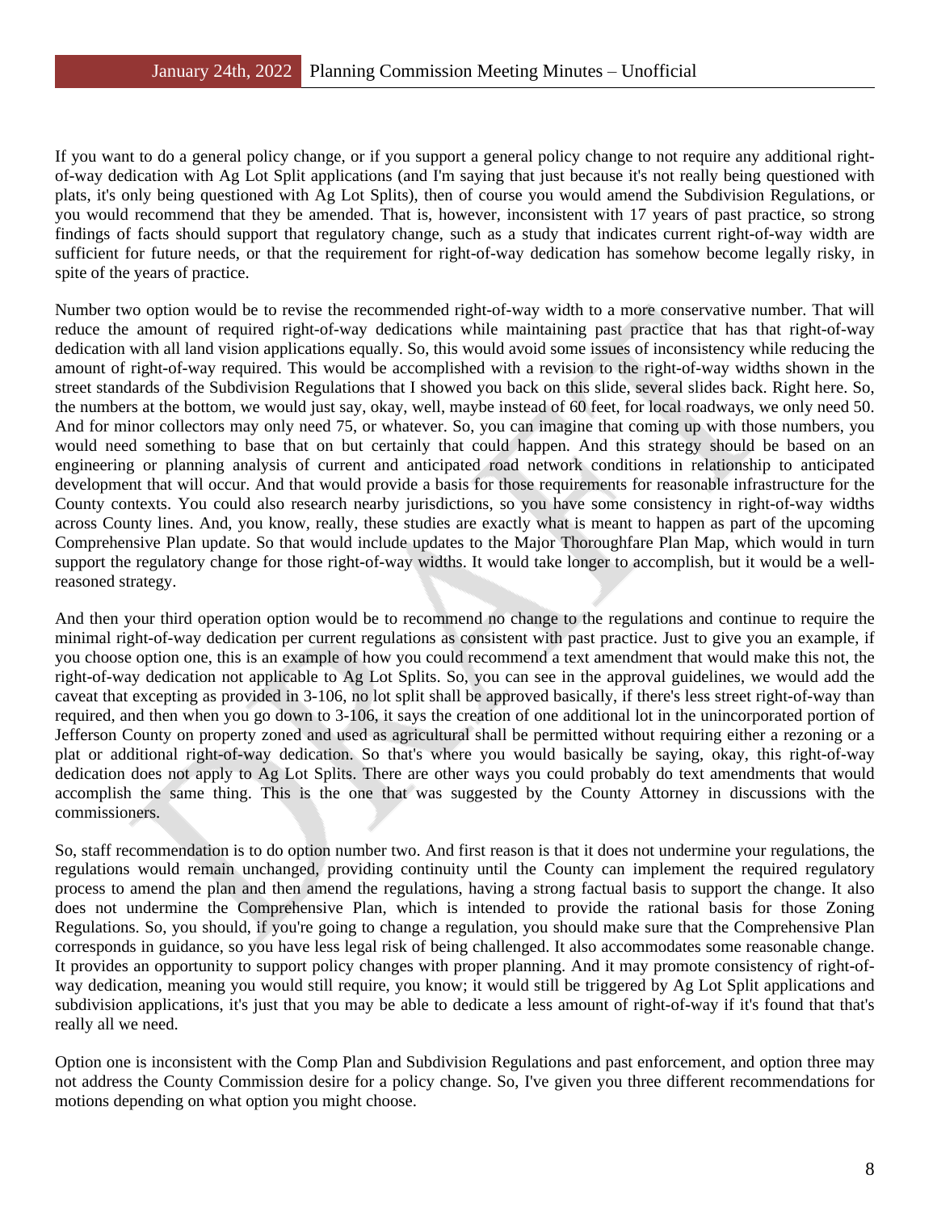If you want to do a general policy change, or if you support a general policy change to not require any additional right-of-way dedication with Ag Lot Split applications (and I'm saying that just because it's not really being questioned with plats, it's only being questioned with Ag Lot Splits), then of course you would amend the Subdivision Regulations, or you would recommend that they be amended. That is, however, inconsistent with 17 years of past practice, so strong findings of facts should support that regulatory change, such as a study that indicates current right-of-way width are sufficient for future needs, or that the requirement for right-of-way dedication has somehow become legally risky, in spite of the years of practice.

Number two option would be to revise the recommended right-of-way width to a more conservative number. That will reduce the amount of required right-of-way dedications while maintaining past practice that has that right-of-way dedication with all land vision applications equally. So, this would avoid some issues of inconsistency while reducing the amount of right-of-way required. This would be accomplished with a revision to the right-of-way widths shown in the street standards of the Subdivision Regulations that I showed you back on this slide, several slides back. Right here. So, the numbers at the bottom, we would just say, okay, well, maybe instead of 60 feet, for local roadways, we only need 50. And for minor collectors may only need 75, or whatever. So, you can imagine that coming up with those numbers, you would need something to base that on but certainly that could happen. And this strategy should be based on an engineering or planning analysis of current and anticipated road network conditions in relationship to anticipated development that will occur. And that would provide a basis for those requirements for reasonable infrastructure for the County contexts. You could also research nearby jurisdictions, so you have some consistency in right-of-way widths across County lines. And, you know, really, these studies are exactly what is meant to happen as part of the upcoming Comprehensive Plan update. So that would include updates to the Major Thoroughfare Plan Map, which would in turn support the regulatory change for those right-of-way widths. It would take longer to accomplish, but it would be a well-reasoned strategy.

And then your third operation option would be to recommend no change to the regulations and continue to require the minimal right-of-way dedication per current regulations as consistent with past practice. Just to give you an example, if you choose option one, this is an example of how you could recommend a text amendment that would make this not, the right-of-way dedication not applicable to Ag Lot Splits. So, you can see in the approval guidelines, we would add the caveat that excepting as provided in 3-106, no lot split shall be approved basically, if there's less street right-of-way than required, and then when you go down to 3-106, it says the creation of one additional lot in the unincorporated portion of Jefferson County on property zoned and used as agricultural shall be permitted without requiring either a rezoning or a plat or additional right-of-way dedication. So that's where you would basically be saying, okay, this right-of-way dedication does not apply to Ag Lot Splits. There are other ways you could probably do text amendments that would accomplish the same thing. This is the one that was suggested by the County Attorney in discussions with the commissioners.

So, staff recommendation is to do option number two. And first reason is that it does not undermine your regulations, the regulations would remain unchanged, providing continuity until the County can implement the required regulatory process to amend the plan and then amend the regulations, having a strong factual basis to support the change. It also does not undermine the Comprehensive Plan, which is intended to provide the rational basis for those Zoning Regulations. So, you should, if you're going to change a regulation, you should make sure that the Comprehensive Plan corresponds in guidance, so you have less legal risk of being challenged. It also accommodates some reasonable change. It provides an opportunity to support policy changes with proper planning. And it may promote consistency of right-of-way dedication, meaning you would still require, you know; it would still be triggered by Ag Lot Split applications and subdivision applications, it's just that you may be able to dedicate a less amount of right-of-way if it's found that that's really all we need.

Option one is inconsistent with the Comp Plan and Subdivision Regulations and past enforcement, and option three may not address the County Commission desire for a policy change. So, I've given you three different recommendations for motions depending on what option you might choose.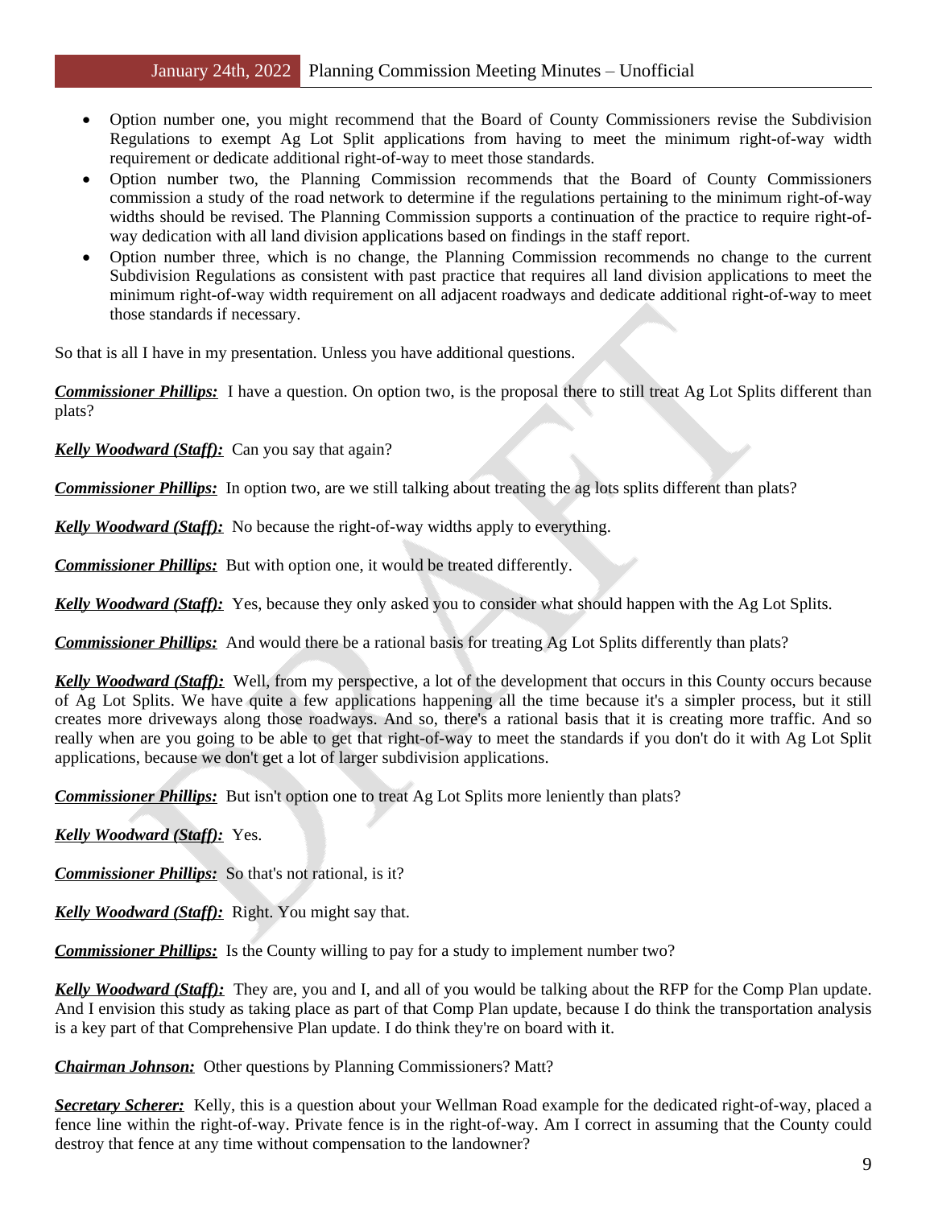- Option number one, you might recommend that the Board of County Commissioners revise the Subdivision Regulations to exempt Ag Lot Split applications from having to meet the minimum right-of-way width requirement or dedicate additional right-of-way to meet those standards.
- Option number two, the Planning Commission recommends that the Board of County Commissioners commission a study of the road network to determine if the regulations pertaining to the minimum right-of-way widths should be revised. The Planning Commission supports a continuation of the practice to require right-of-way dedication with all land division applications based on findings in the staff report.
- Option number three, which is no change, the Planning Commission recommends no change to the current Subdivision Regulations as consistent with past practice that requires all land division applications to meet the minimum right-of-way width requirement on all adjacent roadways and dedicate additional right-of-way to meet those standards if necessary.

So that is all I have in my presentation. Unless you have additional questions.

***Commissioner Phillips:*** I have a question. On option two, is the proposal there to still treat Ag Lot Splits different than plats?

***Kelly Woodward (Staff):*** Can you say that again?

***Commissioner Phillips:*** In option two, are we still talking about treating the ag lots splits different than plats?

***Kelly Woodward (Staff):*** No because the right-of-way widths apply to everything.

***Commissioner Phillips:*** But with option one, it would be treated differently.

***Kelly Woodward (Staff):*** Yes, because they only asked you to consider what should happen with the Ag Lot Splits.

***Commissioner Phillips:*** And would there be a rational basis for treating Ag Lot Splits differently than plats?

***Kelly Woodward (Staff):*** Well, from my perspective, a lot of the development that occurs in this County occurs because of Ag Lot Splits. We have quite a few applications happening all the time because it's a simpler process, but it still creates more driveways along those roadways. And so, there's a rational basis that it is creating more traffic. And so really when are you going to be able to get that right-of-way to meet the standards if you don't do it with Ag Lot Split applications, because we don't get a lot of larger subdivision applications.

***Commissioner Phillips:*** But isn't option one to treat Ag Lot Splits more leniently than plats?

***Kelly Woodward (Staff):*** Yes.

***Commissioner Phillips:*** So that's not rational, is it?

***Kelly Woodward (Staff):*** Right. You might say that.

***Commissioner Phillips:*** Is the County willing to pay for a study to implement number two?

***Kelly Woodward (Staff):*** They are, you and I, and all of you would be talking about the RFP for the Comp Plan update. And I envision this study as taking place as part of that Comp Plan update, because I do think the transportation analysis is a key part of that Comprehensive Plan update. I do think they're on board with it.

***Chairman Johnson:*** Other questions by Planning Commissioners? Matt?

***Secretary Scherer:*** Kelly, this is a question about your Wellman Road example for the dedicated right-of-way, placed a fence line within the right-of-way. Private fence is in the right-of-way. Am I correct in assuming that the County could destroy that fence at any time without compensation to the landowner?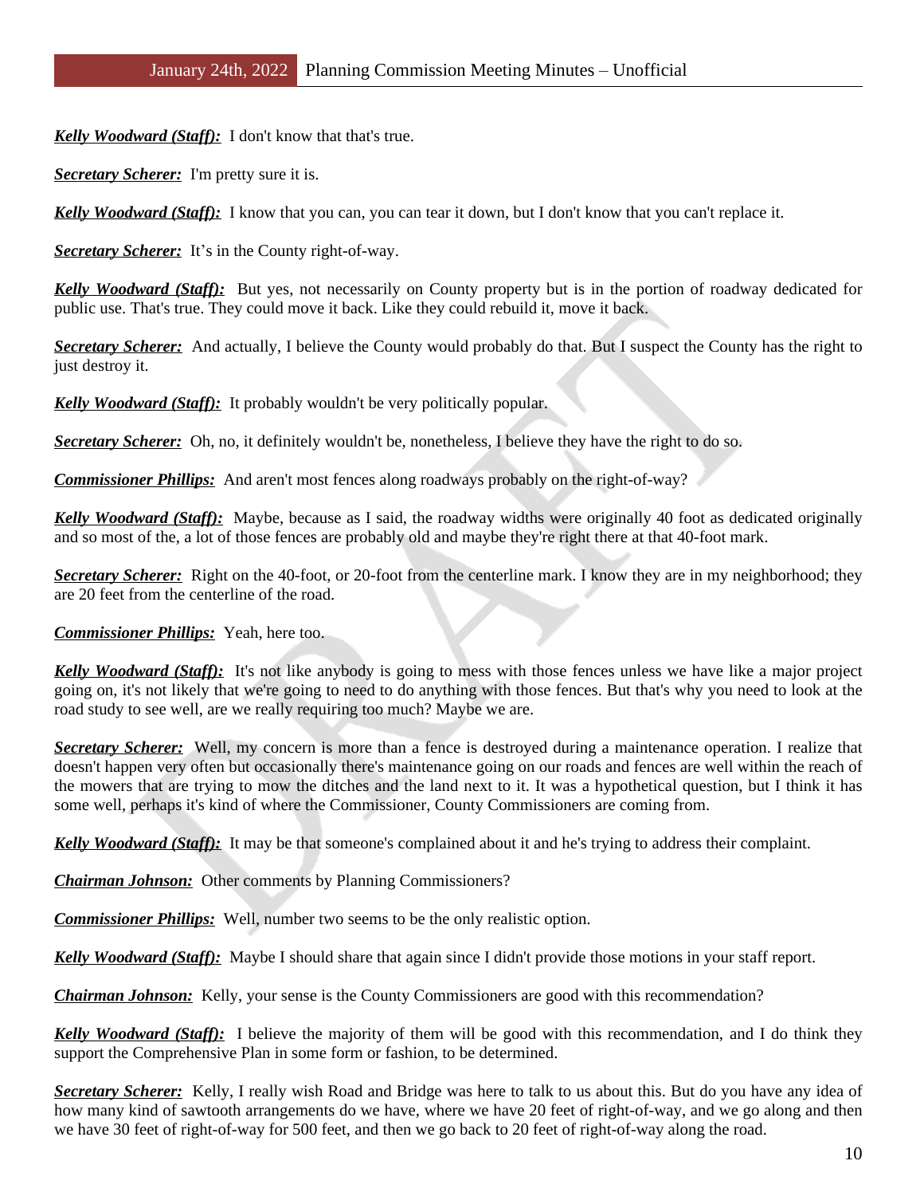***Kelly Woodward (Staff):*** I don't know that that's true.

***Secretary Scherer:*** I'm pretty sure it is.

***Kelly Woodward (Staff):*** I know that you can, you can tear it down, but I don't know that you can't replace it.

***Secretary Scherer:*** It's in the County right-of-way.

***Kelly Woodward (Staff):*** But yes, not necessarily on County property but is in the portion of roadway dedicated for public use. That's true. They could move it back. Like they could rebuild it, move it back.

***Secretary Scherer:*** And actually, I believe the County would probably do that. But I suspect the County has the right to just destroy it.

***Kelly Woodward (Staff):*** It probably wouldn't be very politically popular.

***Secretary Scherer:*** Oh, no, it definitely wouldn't be, nonetheless, I believe they have the right to do so.

***Commissioner Phillips:*** And aren't most fences along roadways probably on the right-of-way?

***Kelly Woodward (Staff):*** Maybe, because as I said, the roadway widths were originally 40 foot as dedicated originally and so most of the, a lot of those fences are probably old and maybe they're right there at that 40-foot mark.

***Secretary Scherer:*** Right on the 40-foot, or 20-foot from the centerline mark. I know they are in my neighborhood; they are 20 feet from the centerline of the road.

***Commissioner Phillips:*** Yeah, here too.

***Kelly Woodward (Staff):*** It's not like anybody is going to mess with those fences unless we have like a major project going on, it's not likely that we're going to need to do anything with those fences. But that's why you need to look at the road study to see well, are we really requiring too much? Maybe we are.

***Secretary Scherer:*** Well, my concern is more than a fence is destroyed during a maintenance operation. I realize that doesn't happen very often but occasionally there's maintenance going on our roads and fences are well within the reach of the mowers that are trying to mow the ditches and the land next to it. It was a hypothetical question, but I think it has some well, perhaps it's kind of where the Commissioner, County Commissioners are coming from.

***Kelly Woodward (Staff):*** It may be that someone's complained about it and he's trying to address their complaint.

***Chairman Johnson:*** Other comments by Planning Commissioners?

***Commissioner Phillips:*** Well, number two seems to be the only realistic option.

***Kelly Woodward (Staff):*** Maybe I should share that again since I didn't provide those motions in your staff report.

***Chairman Johnson:*** Kelly, your sense is the County Commissioners are good with this recommendation?

***Kelly Woodward (Staff):*** I believe the majority of them will be good with this recommendation, and I do think they support the Comprehensive Plan in some form or fashion, to be determined.

***Secretary Scherer:*** Kelly, I really wish Road and Bridge was here to talk to us about this. But do you have any idea of how many kind of sawtooth arrangements do we have, where we have 20 feet of right-of-way, and we go along and then we have 30 feet of right-of-way for 500 feet, and then we go back to 20 feet of right-of-way along the road.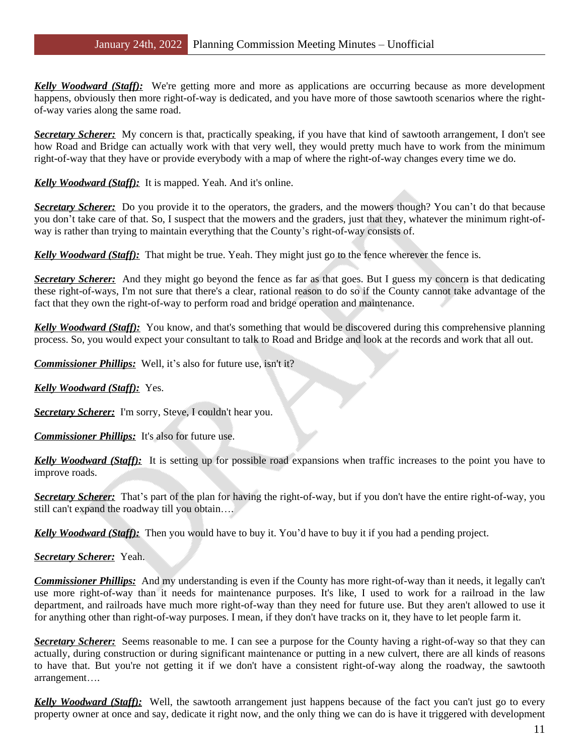***Kelly Woodward (Staff):*** We're getting more and more as applications are occurring because as more development happens, obviously then more right-of-way is dedicated, and you have more of those sawtooth scenarios where the right-of-way varies along the same road.

***Secretary Scherer:*** My concern is that, practically speaking, if you have that kind of sawtooth arrangement, I don't see how Road and Bridge can actually work with that very well, they would pretty much have to work from the minimum right-of-way that they have or provide everybody with a map of where the right-of-way changes every time we do.

***Kelly Woodward (Staff):*** It is mapped. Yeah. And it's online.

***Secretary Scherer:*** Do you provide it to the operators, the graders, and the mowers though? You can't do that because you don't take care of that. So, I suspect that the mowers and the graders, just that they, whatever the minimum right-of-way is rather than trying to maintain everything that the County's right-of-way consists of.

***Kelly Woodward (Staff):*** That might be true. Yeah. They might just go to the fence wherever the fence is.

***Secretary Scherer:*** And they might go beyond the fence as far as that goes. But I guess my concern is that dedicating these right-of-ways, I'm not sure that there's a clear, rational reason to do so if the County cannot take advantage of the fact that they own the right-of-way to perform road and bridge operation and maintenance.

***Kelly Woodward (Staff):*** You know, and that's something that would be discovered during this comprehensive planning process. So, you would expect your consultant to talk to Road and Bridge and look at the records and work that all out.

***Commissioner Phillips:*** Well, it's also for future use, isn't it?

***Kelly Woodward (Staff):*** Yes.

***Secretary Scherer:*** I'm sorry, Steve, I couldn't hear you.

***Commissioner Phillips:*** It's also for future use.

***Kelly Woodward (Staff):*** It is setting up for possible road expansions when traffic increases to the point you have to improve roads.

***Secretary Scherer:*** That's part of the plan for having the right-of-way, but if you don't have the entire right-of-way, you still can't expand the roadway till you obtain….

***Kelly Woodward (Staff):*** Then you would have to buy it. You'd have to buy it if you had a pending project.

***Secretary Scherer:*** Yeah.

***Commissioner Phillips:*** And my understanding is even if the County has more right-of-way than it needs, it legally can't use more right-of-way than it needs for maintenance purposes. It's like, I used to work for a railroad in the law department, and railroads have much more right-of-way than they need for future use. But they aren't allowed to use it for anything other than right-of-way purposes. I mean, if they don't have tracks on it, they have to let people farm it.

***Secretary Scherer:*** Seems reasonable to me. I can see a purpose for the County having a right-of-way so that they can actually, during construction or during significant maintenance or putting in a new culvert, there are all kinds of reasons to have that. But you're not getting it if we don't have a consistent right-of-way along the roadway, the sawtooth arrangement….

***Kelly Woodward (Staff):*** Well, the sawtooth arrangement just happens because of the fact you can't just go to every property owner at once and say, dedicate it right now, and the only thing we can do is have it triggered with development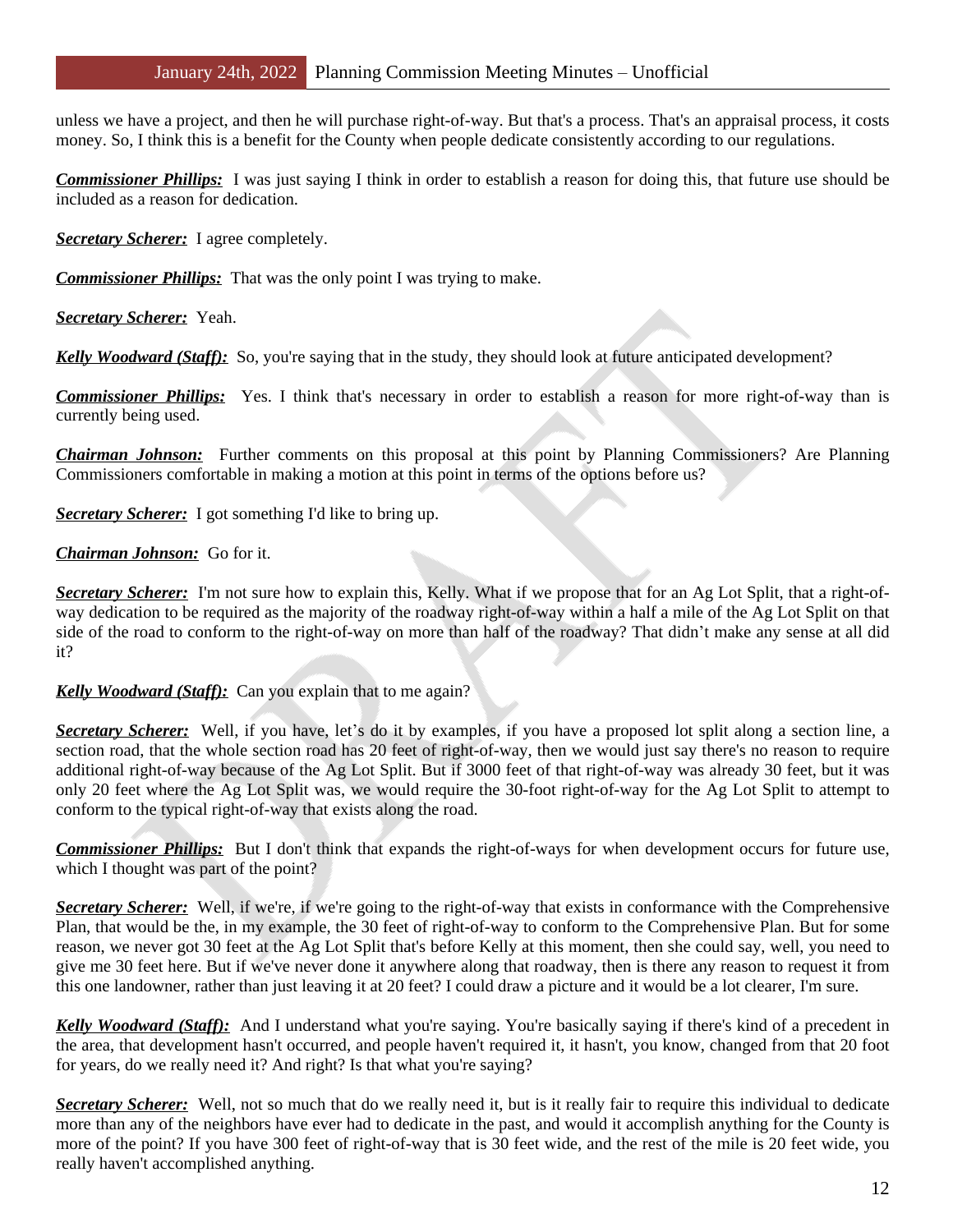unless we have a project, and then he will purchase right-of-way. But that's a process. That's an appraisal process, it costs money. So, I think this is a benefit for the County when people dedicate consistently according to our regulations.

***Commissioner Phillips:*** I was just saying I think in order to establish a reason for doing this, that future use should be included as a reason for dedication.

***Secretary Scherer:*** I agree completely.

***Commissioner Phillips:*** That was the only point I was trying to make.

***Secretary Scherer:*** Yeah.

***Kelly Woodward (Staff):*** So, you're saying that in the study, they should look at future anticipated development?

***Commissioner Phillips:*** Yes. I think that's necessary in order to establish a reason for more right-of-way than is currently being used.

***Chairman Johnson:*** Further comments on this proposal at this point by Planning Commissioners? Are Planning Commissioners comfortable in making a motion at this point in terms of the options before us?

***Secretary Scherer:*** I got something I'd like to bring up.

***Chairman Johnson:*** Go for it.

***Secretary Scherer:*** I'm not sure how to explain this, Kelly. What if we propose that for an Ag Lot Split, that a right-of-way dedication to be required as the majority of the roadway right-of-way within a half a mile of the Ag Lot Split on that side of the road to conform to the right-of-way on more than half of the roadway? That didn't make any sense at all did it?

***Kelly Woodward (Staff):*** Can you explain that to me again?

***Secretary Scherer:*** Well, if you have, let's do it by examples, if you have a proposed lot split along a section line, a section road, that the whole section road has 20 feet of right-of-way, then we would just say there's no reason to require additional right-of-way because of the Ag Lot Split. But if 3000 feet of that right-of-way was already 30 feet, but it was only 20 feet where the Ag Lot Split was, we would require the 30-foot right-of-way for the Ag Lot Split to attempt to conform to the typical right-of-way that exists along the road.

***Commissioner Phillips:*** But I don't think that expands the right-of-ways for when development occurs for future use, which I thought was part of the point?

***Secretary Scherer:*** Well, if we're, if we're going to the right-of-way that exists in conformance with the Comprehensive Plan, that would be the, in my example, the 30 feet of right-of-way to conform to the Comprehensive Plan. But for some reason, we never got 30 feet at the Ag Lot Split that's before Kelly at this moment, then she could say, well, you need to give me 30 feet here. But if we've never done it anywhere along that roadway, then is there any reason to request it from this one landowner, rather than just leaving it at 20 feet? I could draw a picture and it would be a lot clearer, I'm sure.

***Kelly Woodward (Staff):*** And I understand what you're saying. You're basically saying if there's kind of a precedent in the area, that development hasn't occurred, and people haven't required it, it hasn't, you know, changed from that 20 foot for years, do we really need it? And right? Is that what you're saying?

***Secretary Scherer:*** Well, not so much that do we really need it, but is it really fair to require this individual to dedicate more than any of the neighbors have ever had to dedicate in the past, and would it accomplish anything for the County is more of the point? If you have 300 feet of right-of-way that is 30 feet wide, and the rest of the mile is 20 feet wide, you really haven't accomplished anything.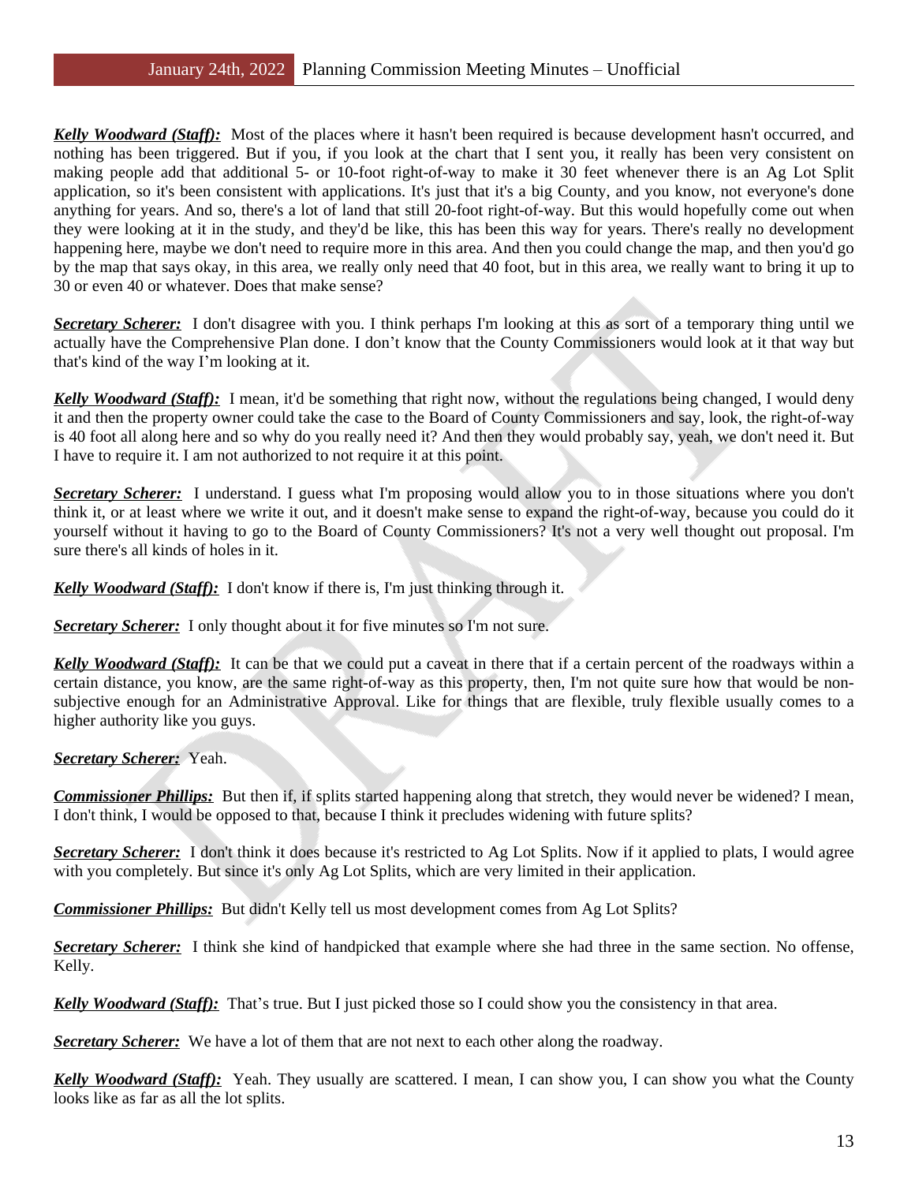***Kelly Woodward (Staff):*** Most of the places where it hasn't been required is because development hasn't occurred, and nothing has been triggered. But if you, if you look at the chart that I sent you, it really has been very consistent on making people add that additional 5- or 10-foot right-of-way to make it 30 feet whenever there is an Ag Lot Split application, so it's been consistent with applications. It's just that it's a big County, and you know, not everyone's done anything for years. And so, there's a lot of land that still 20-foot right-of-way. But this would hopefully come out when they were looking at it in the study, and they'd be like, this has been this way for years. There's really no development happening here, maybe we don't need to require more in this area. And then you could change the map, and then you'd go by the map that says okay, in this area, we really only need that 40 foot, but in this area, we really want to bring it up to 30 or even 40 or whatever. Does that make sense?

***Secretary Scherer:*** I don't disagree with you. I think perhaps I'm looking at this as sort of a temporary thing until we actually have the Comprehensive Plan done. I don't know that the County Commissioners would look at it that way but that's kind of the way I'm looking at it.

***Kelly Woodward (Staff):*** I mean, it'd be something that right now, without the regulations being changed, I would deny it and then the property owner could take the case to the Board of County Commissioners and say, look, the right-of-way is 40 foot all along here and so why do you really need it? And then they would probably say, yeah, we don't need it. But I have to require it. I am not authorized to not require it at this point.

***Secretary Scherer:*** I understand. I guess what I'm proposing would allow you to in those situations where you don't think it, or at least where we write it out, and it doesn't make sense to expand the right-of-way, because you could do it yourself without it having to go to the Board of County Commissioners? It's not a very well thought out proposal. I'm sure there's all kinds of holes in it.

***Kelly Woodward (Staff):*** I don't know if there is, I'm just thinking through it.

***Secretary Scherer:*** I only thought about it for five minutes so I'm not sure.

***Kelly Woodward (Staff):*** It can be that we could put a caveat in there that if a certain percent of the roadways within a certain distance, you know, are the same right-of-way as this property, then, I'm not quite sure how that would be non-subjective enough for an Administrative Approval. Like for things that are flexible, truly flexible usually comes to a higher authority like you guys.

***Secretary Scherer:*** Yeah.

***Commissioner Phillips:*** But then if, if splits started happening along that stretch, they would never be widened? I mean, I don't think, I would be opposed to that, because I think it precludes widening with future splits?

***Secretary Scherer:*** I don't think it does because it's restricted to Ag Lot Splits. Now if it applied to plats, I would agree with you completely. But since it's only Ag Lot Splits, which are very limited in their application.

***Commissioner Phillips:*** But didn't Kelly tell us most development comes from Ag Lot Splits?

***Secretary Scherer:*** I think she kind of handpicked that example where she had three in the same section. No offense, Kelly.

***Kelly Woodward (Staff):*** That's true. But I just picked those so I could show you the consistency in that area.

***Secretary Scherer:*** We have a lot of them that are not next to each other along the roadway.

***Kelly Woodward (Staff):*** Yeah. They usually are scattered. I mean, I can show you, I can show you what the County looks like as far as all the lot splits.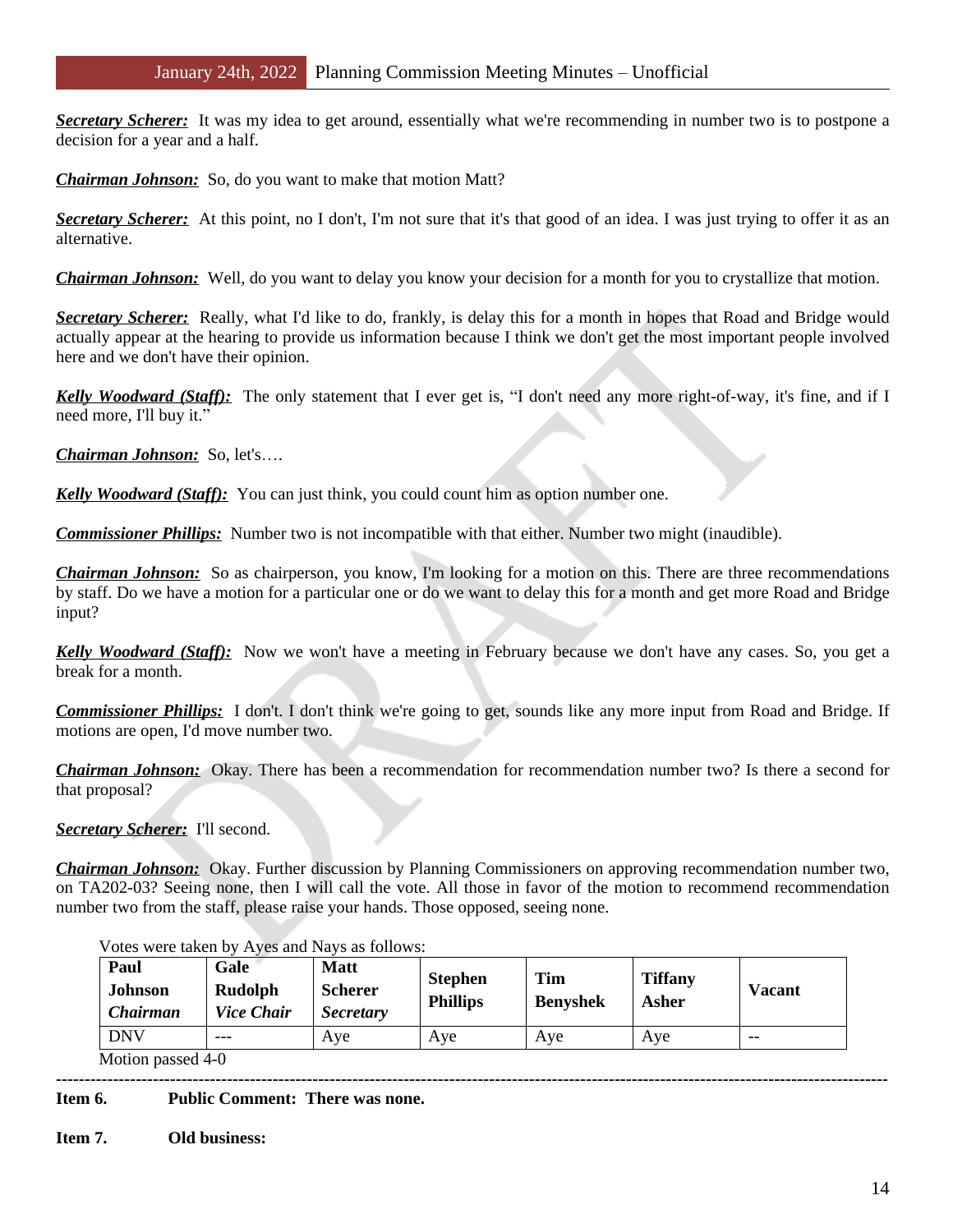***Secretary Scherer:*** It was my idea to get around, essentially what we're recommending in number two is to postpone a decision for a year and a half.

***Chairman Johnson:*** So, do you want to make that motion Matt?

***Secretary Scherer:*** At this point, no I don't, I'm not sure that it's that good of an idea. I was just trying to offer it as an alternative.

***Chairman Johnson:*** Well, do you want to delay you know your decision for a month for you to crystallize that motion.

***Secretary Scherer:*** Really, what I'd like to do, frankly, is delay this for a month in hopes that Road and Bridge would actually appear at the hearing to provide us information because I think we don't get the most important people involved here and we don't have their opinion.

***Kelly Woodward (Staff):*** The only statement that I ever get is, "I don't need any more right-of-way, it's fine, and if I need more, I'll buy it."

***Chairman Johnson:*** So, let's….

***Kelly Woodward (Staff):*** You can just think, you could count him as option number one.

***Commissioner Phillips:*** Number two is not incompatible with that either. Number two might (inaudible).

***Chairman Johnson:*** So as chairperson, you know, I'm looking for a motion on this. There are three recommendations by staff. Do we have a motion for a particular one or do we want to delay this for a month and get more Road and Bridge input?

***Kelly Woodward (Staff):*** Now we won't have a meeting in February because we don't have any cases. So, you get a break for a month.

***Commissioner Phillips:*** I don't. I don't think we're going to get, sounds like any more input from Road and Bridge. If motions are open, I'd move number two.

***Chairman Johnson:*** Okay. There has been a recommendation for recommendation number two? Is there a second for that proposal?

***Secretary Scherer:*** I'll second.

***Chairman Johnson:*** Okay. Further discussion by Planning Commissioners on approving recommendation number two, on TA202-03? Seeing none, then I will call the vote. All those in favor of the motion to recommend recommendation number two from the staff, please raise your hands. Those opposed, seeing none.

Votes were taken by Ayes and Nays as follows:

| **Paul Johnson** ***Chairman*** | **Gale Rudolph** ***Vice Chair*** | **Matt Scherer** ***Secretary*** | **Stephen Phillips** | **Tim Benyshek** | **Tiffany Asher** | **Vacant** |
|---|---|---|---|---|---|---|
| DNV | --- | Aye | Aye | Aye | Aye | -- |

Motion passed 4-0

---

**Item 6. Public Comment: There was none.**

**Item 7. Old business:**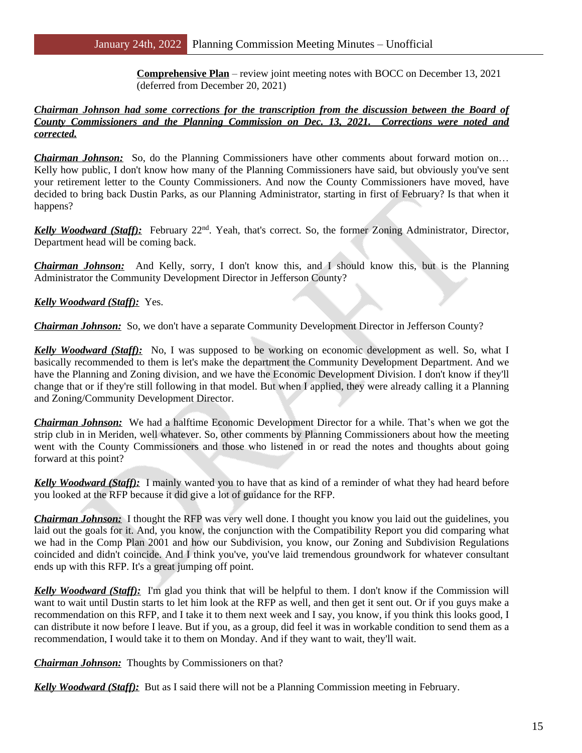**Comprehensive Plan** – review joint meeting notes with BOCC on December 13, 2021 (deferred from December 20, 2021)

***Chairman Johnson had some corrections for the transcription from the discussion between the Board of County Commissioners and the Planning Commission on Dec. 13, 2021. Corrections were noted and corrected.***

***Chairman Johnson:*** So, do the Planning Commissioners have other comments about forward motion on… Kelly how public, I don't know how many of the Planning Commissioners have said, but obviously you've sent your retirement letter to the County Commissioners. And now the County Commissioners have moved, have decided to bring back Dustin Parks, as our Planning Administrator, starting in first of February? Is that when it happens?

***Kelly Woodward (Staff):*** February 22nd. Yeah, that's correct. So, the former Zoning Administrator, Director, Department head will be coming back.

***Chairman Johnson:*** And Kelly, sorry, I don't know this, and I should know this, but is the Planning Administrator the Community Development Director in Jefferson County?

***Kelly Woodward (Staff):*** Yes.

***Chairman Johnson:*** So, we don't have a separate Community Development Director in Jefferson County?

***Kelly Woodward (Staff):*** No, I was supposed to be working on economic development as well. So, what I basically recommended to them is let's make the department the Community Development Department. And we have the Planning and Zoning division, and we have the Economic Development Division. I don't know if they'll change that or if they're still following in that model. But when I applied, they were already calling it a Planning and Zoning/Community Development Director.

***Chairman Johnson:*** We had a halftime Economic Development Director for a while. That's when we got the strip club in in Meriden, well whatever. So, other comments by Planning Commissioners about how the meeting went with the County Commissioners and those who listened in or read the notes and thoughts about going forward at this point?

***Kelly Woodward (Staff):*** I mainly wanted you to have that as kind of a reminder of what they had heard before you looked at the RFP because it did give a lot of guidance for the RFP.

***Chairman Johnson:*** I thought the RFP was very well done. I thought you know you laid out the guidelines, you laid out the goals for it. And, you know, the conjunction with the Compatibility Report you did comparing what we had in the Comp Plan 2001 and how our Subdivision, you know, our Zoning and Subdivision Regulations coincided and didn't coincide. And I think you've, you've laid tremendous groundwork for whatever consultant ends up with this RFP. It's a great jumping off point.

***Kelly Woodward (Staff):*** I'm glad you think that will be helpful to them. I don't know if the Commission will want to wait until Dustin starts to let him look at the RFP as well, and then get it sent out. Or if you guys make a recommendation on this RFP, and I take it to them next week and I say, you know, if you think this looks good, I can distribute it now before I leave. But if you, as a group, did feel it was in workable condition to send them as a recommendation, I would take it to them on Monday. And if they want to wait, they'll wait.

***Chairman Johnson:*** Thoughts by Commissioners on that?

***Kelly Woodward (Staff):*** But as I said there will not be a Planning Commission meeting in February.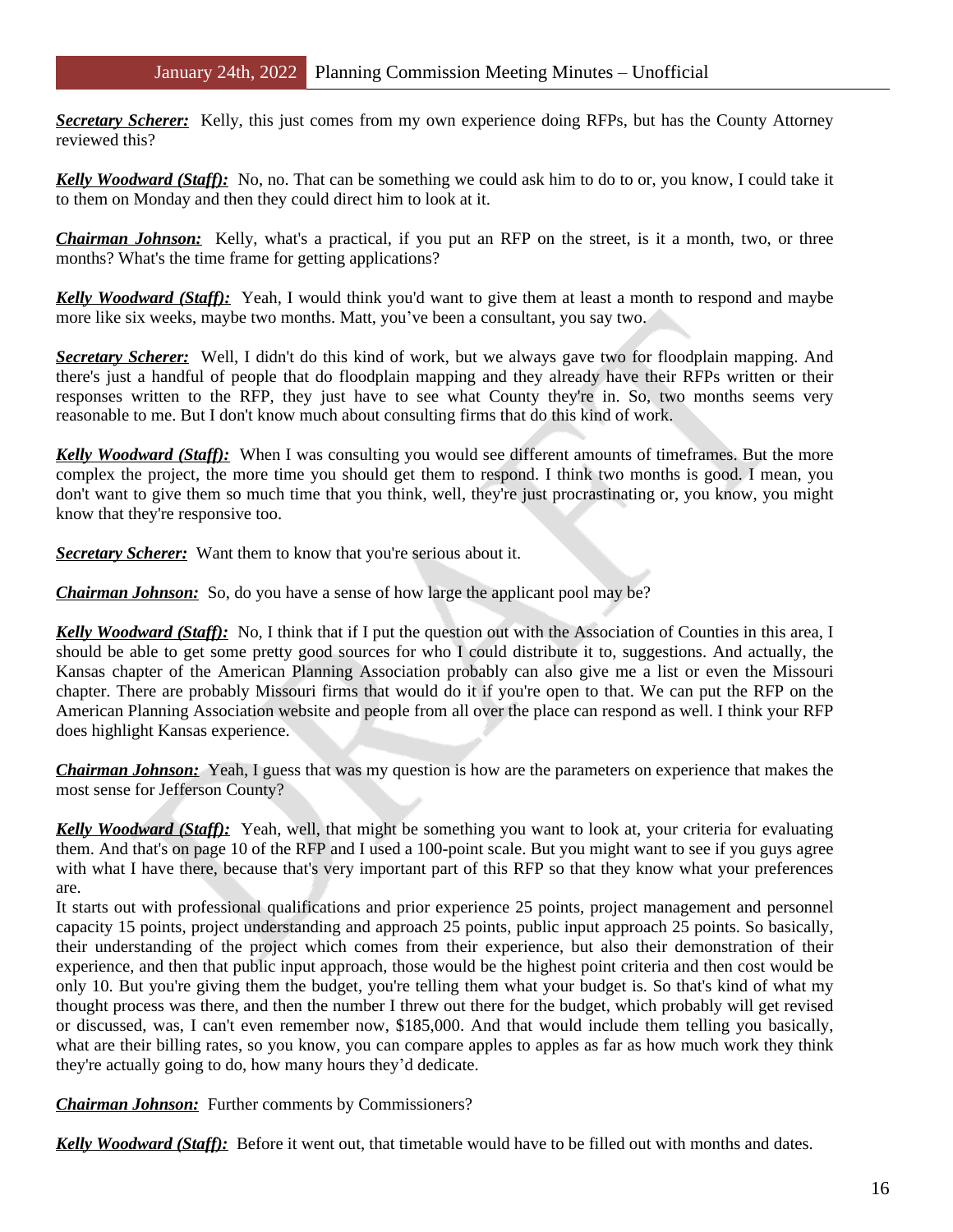***Secretary Scherer:*** Kelly, this just comes from my own experience doing RFPs, but has the County Attorney reviewed this?

***Kelly Woodward (Staff):*** No, no. That can be something we could ask him to do to or, you know, I could take it to them on Monday and then they could direct him to look at it.

***Chairman Johnson:*** Kelly, what's a practical, if you put an RFP on the street, is it a month, two, or three months? What's the time frame for getting applications?

***Kelly Woodward (Staff):*** Yeah, I would think you'd want to give them at least a month to respond and maybe more like six weeks, maybe two months. Matt, you've been a consultant, you say two.

***Secretary Scherer:*** Well, I didn't do this kind of work, but we always gave two for floodplain mapping. And there's just a handful of people that do floodplain mapping and they already have their RFPs written or their responses written to the RFP, they just have to see what County they're in. So, two months seems very reasonable to me. But I don't know much about consulting firms that do this kind of work.

***Kelly Woodward (Staff):*** When I was consulting you would see different amounts of timeframes. But the more complex the project, the more time you should get them to respond. I think two months is good. I mean, you don't want to give them so much time that you think, well, they're just procrastinating or, you know, you might know that they're responsive too.

***Secretary Scherer:*** Want them to know that you're serious about it.

***Chairman Johnson:*** So, do you have a sense of how large the applicant pool may be?

***Kelly Woodward (Staff):*** No, I think that if I put the question out with the Association of Counties in this area, I should be able to get some pretty good sources for who I could distribute it to, suggestions. And actually, the Kansas chapter of the American Planning Association probably can also give me a list or even the Missouri chapter. There are probably Missouri firms that would do it if you're open to that. We can put the RFP on the American Planning Association website and people from all over the place can respond as well. I think your RFP does highlight Kansas experience.

***Chairman Johnson:*** Yeah, I guess that was my question is how are the parameters on experience that makes the most sense for Jefferson County?

***Kelly Woodward (Staff):*** Yeah, well, that might be something you want to look at, your criteria for evaluating them. And that's on page 10 of the RFP and I used a 100-point scale. But you might want to see if you guys agree with what I have there, because that's very important part of this RFP so that they know what your preferences are.
It starts out with professional qualifications and prior experience 25 points, project management and personnel capacity 15 points, project understanding and approach 25 points, public input approach 25 points. So basically, their understanding of the project which comes from their experience, but also their demonstration of their experience, and then that public input approach, those would be the highest point criteria and then cost would be only 10. But you're giving them the budget, you're telling them what your budget is. So that's kind of what my thought process was there, and then the number I threw out there for the budget, which probably will get revised or discussed, was, I can't even remember now, $185,000. And that would include them telling you basically, what are their billing rates, so you know, you can compare apples to apples as far as how much work they think they're actually going to do, how many hours they'd dedicate.

***Chairman Johnson:*** Further comments by Commissioners?

***Kelly Woodward (Staff):*** Before it went out, that timetable would have to be filled out with months and dates.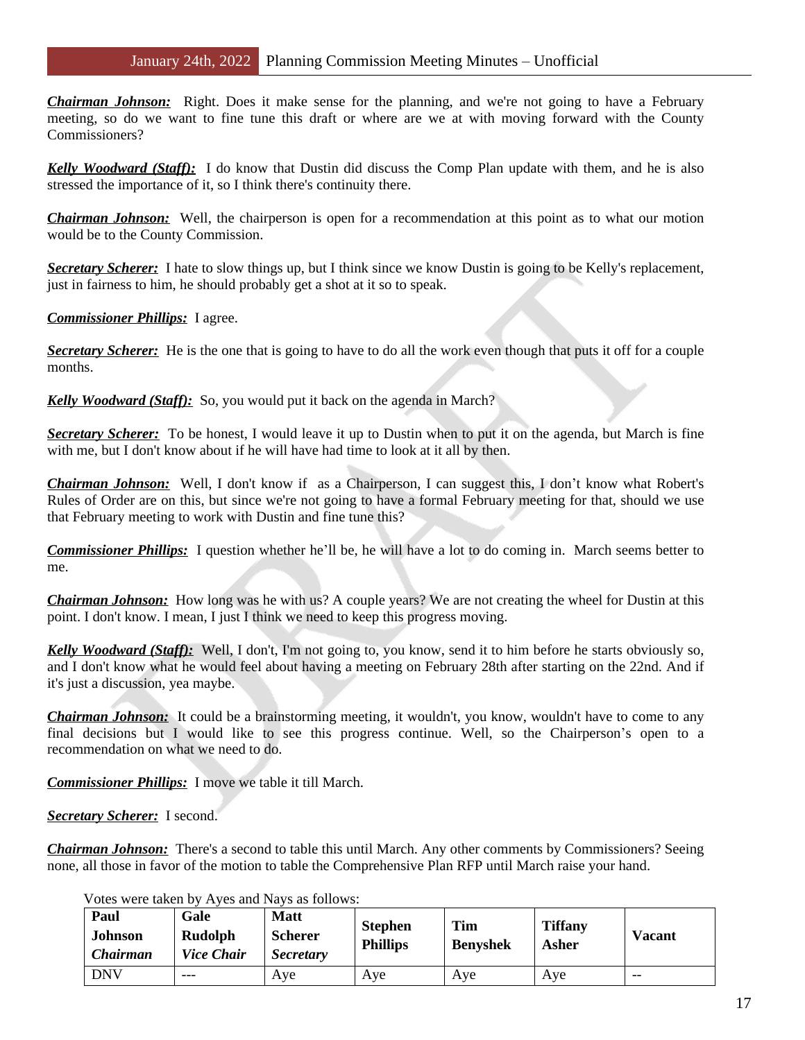***Chairman Johnson:*** Right. Does it make sense for the planning, and we're not going to have a February meeting, so do we want to fine tune this draft or where are we at with moving forward with the County Commissioners?

***Kelly Woodward (Staff):*** I do know that Dustin did discuss the Comp Plan update with them, and he is also stressed the importance of it, so I think there's continuity there.

***Chairman Johnson:*** Well, the chairperson is open for a recommendation at this point as to what our motion would be to the County Commission.

***Secretary Scherer:*** I hate to slow things up, but I think since we know Dustin is going to be Kelly's replacement, just in fairness to him, he should probably get a shot at it so to speak.

***Commissioner Phillips:*** I agree.

***Secretary Scherer:*** He is the one that is going to have to do all the work even though that puts it off for a couple months.

***Kelly Woodward (Staff):*** So, you would put it back on the agenda in March?

***Secretary Scherer:*** To be honest, I would leave it up to Dustin when to put it on the agenda, but March is fine with me, but I don't know about if he will have had time to look at it all by then.

***Chairman Johnson:*** Well, I don't know if as a Chairperson, I can suggest this, I don't know what Robert's Rules of Order are on this, but since we're not going to have a formal February meeting for that, should we use that February meeting to work with Dustin and fine tune this?

***Commissioner Phillips:*** I question whether he'll be, he will have a lot to do coming in. March seems better to me.

***Chairman Johnson:*** How long was he with us? A couple years? We are not creating the wheel for Dustin at this point. I don't know. I mean, I just I think we need to keep this progress moving.

***Kelly Woodward (Staff):*** Well, I don't, I'm not going to, you know, send it to him before he starts obviously so, and I don't know what he would feel about having a meeting on February 28th after starting on the 22nd. And if it's just a discussion, yea maybe.

***Chairman Johnson:*** It could be a brainstorming meeting, it wouldn't, you know, wouldn't have to come to any final decisions but I would like to see this progress continue. Well, so the Chairperson's open to a recommendation on what we need to do.

***Commissioner Phillips:*** I move we table it till March.

***Secretary Scherer:*** I second.

***Chairman Johnson:*** There's a second to table this until March. Any other comments by Commissioners? Seeing none, all those in favor of the motion to table the Comprehensive Plan RFP until March raise your hand.

Votes were taken by Ayes and Nays as follows:

| **Paul Johnson** ***Chairman*** | **Gale Rudolph** ***Vice Chair*** | **Matt Scherer** ***Secretary*** | **Stephen Phillips** | **Tim Benyshek** | **Tiffany Asher** | **Vacant** |
|---|---|---|---|---|---|---|
| DNV | --- | Aye | Aye | Aye | Aye | -- |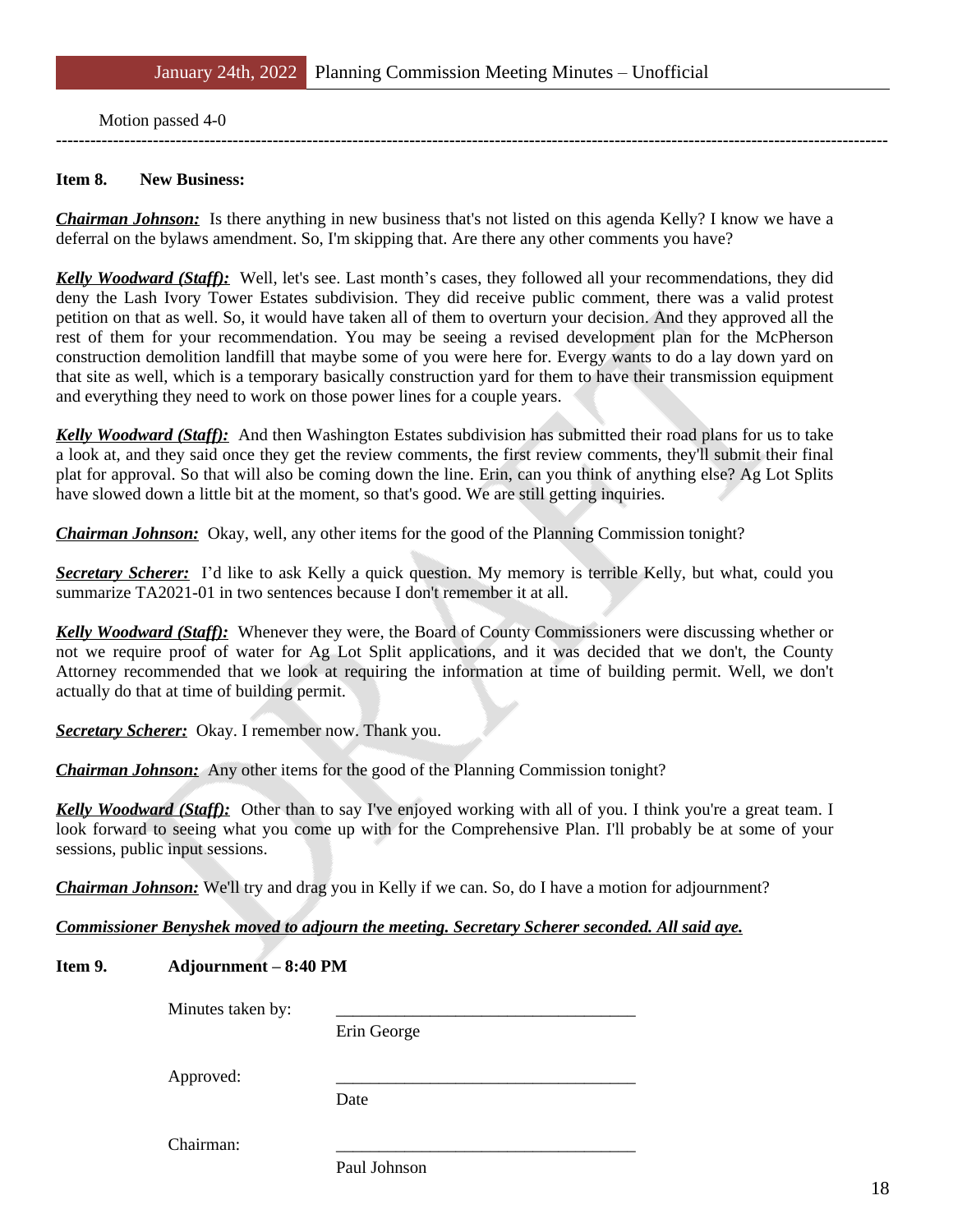Motion passed 4-0

---

**Item 8. New Business:**

***Chairman Johnson:*** Is there anything in new business that's not listed on this agenda Kelly? I know we have a deferral on the bylaws amendment. So, I'm skipping that. Are there any other comments you have?

***Kelly Woodward (Staff):*** Well, let's see. Last month's cases, they followed all your recommendations, they did deny the Lash Ivory Tower Estates subdivision. They did receive public comment, there was a valid protest petition on that as well. So, it would have taken all of them to overturn your decision. And they approved all the rest of them for your recommendation. You may be seeing a revised development plan for the McPherson construction demolition landfill that maybe some of you were here for. Evergy wants to do a lay down yard on that site as well, which is a temporary basically construction yard for them to have their transmission equipment and everything they need to work on those power lines for a couple years.

***Kelly Woodward (Staff):*** And then Washington Estates subdivision has submitted their road plans for us to take a look at, and they said once they get the review comments, the first review comments, they'll submit their final plat for approval. So that will also be coming down the line. Erin, can you think of anything else? Ag Lot Splits have slowed down a little bit at the moment, so that's good. We are still getting inquiries.

***Chairman Johnson:*** Okay, well, any other items for the good of the Planning Commission tonight?

***Secretary Scherer:*** I'd like to ask Kelly a quick question. My memory is terrible Kelly, but what, could you summarize TA2021-01 in two sentences because I don't remember it at all.

***Kelly Woodward (Staff):*** Whenever they were, the Board of County Commissioners were discussing whether or not we require proof of water for Ag Lot Split applications, and it was decided that we don't, the County Attorney recommended that we look at requiring the information at time of building permit. Well, we don't actually do that at time of building permit.

***Secretary Scherer:*** Okay. I remember now. Thank you.

***Chairman Johnson:*** Any other items for the good of the Planning Commission tonight?

***Kelly Woodward (Staff):*** Other than to say I've enjoyed working with all of you. I think you're a great team. I look forward to seeing what you come up with for the Comprehensive Plan. I'll probably be at some of your sessions, public input sessions.

***Chairman Johnson:*** We'll try and drag you in Kelly if we can. So, do I have a motion for adjournment?

***Commissioner Benyshek moved to adjourn the meeting. Secretary Scherer seconded. All said aye.***

**Item 9. Adjournment – 8:40 PM**

Minutes taken by: ____________________________
Erin George

Approved: ____________________________
Date

Chairman: ____________________________
Paul Johnson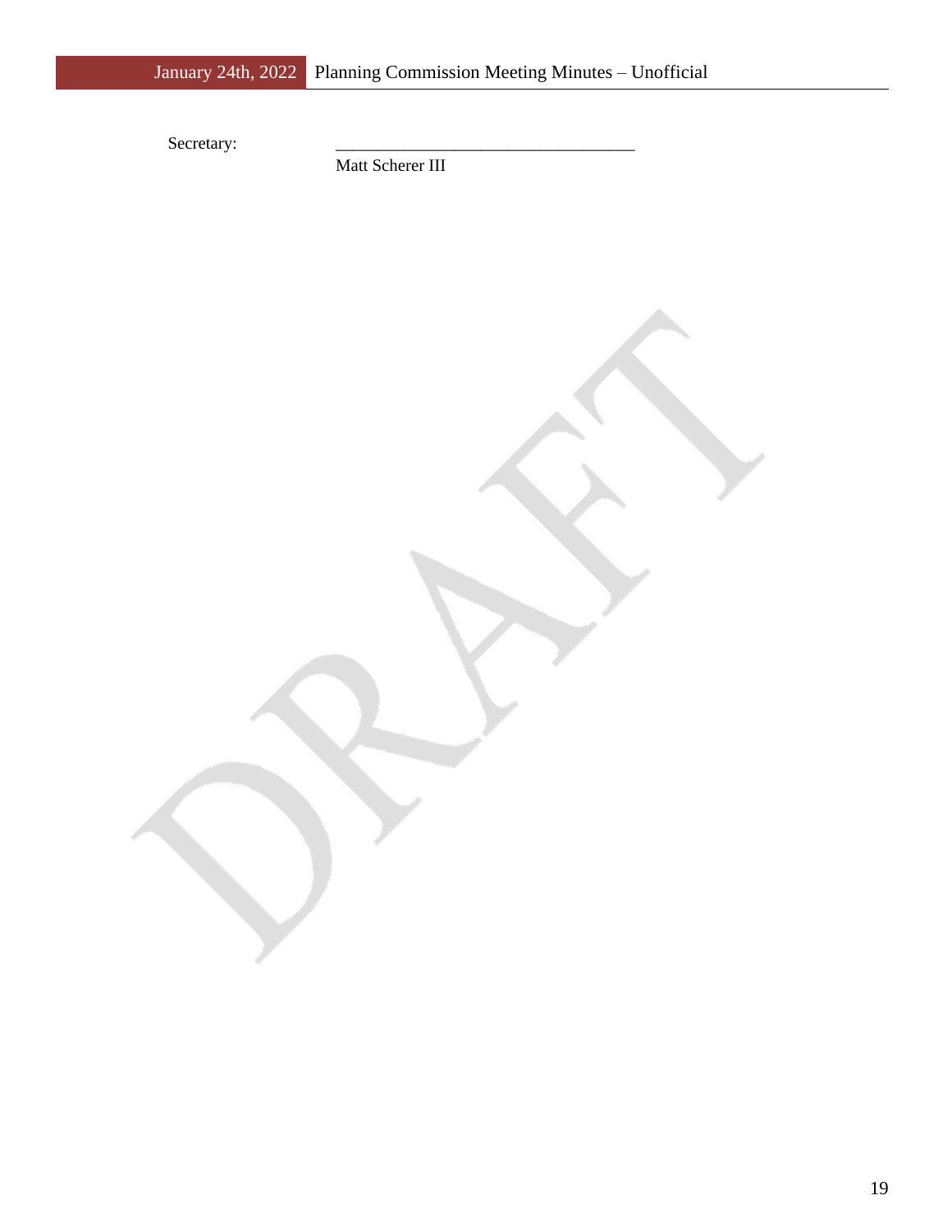Secretary: ____________________________________

Matt Scherer III